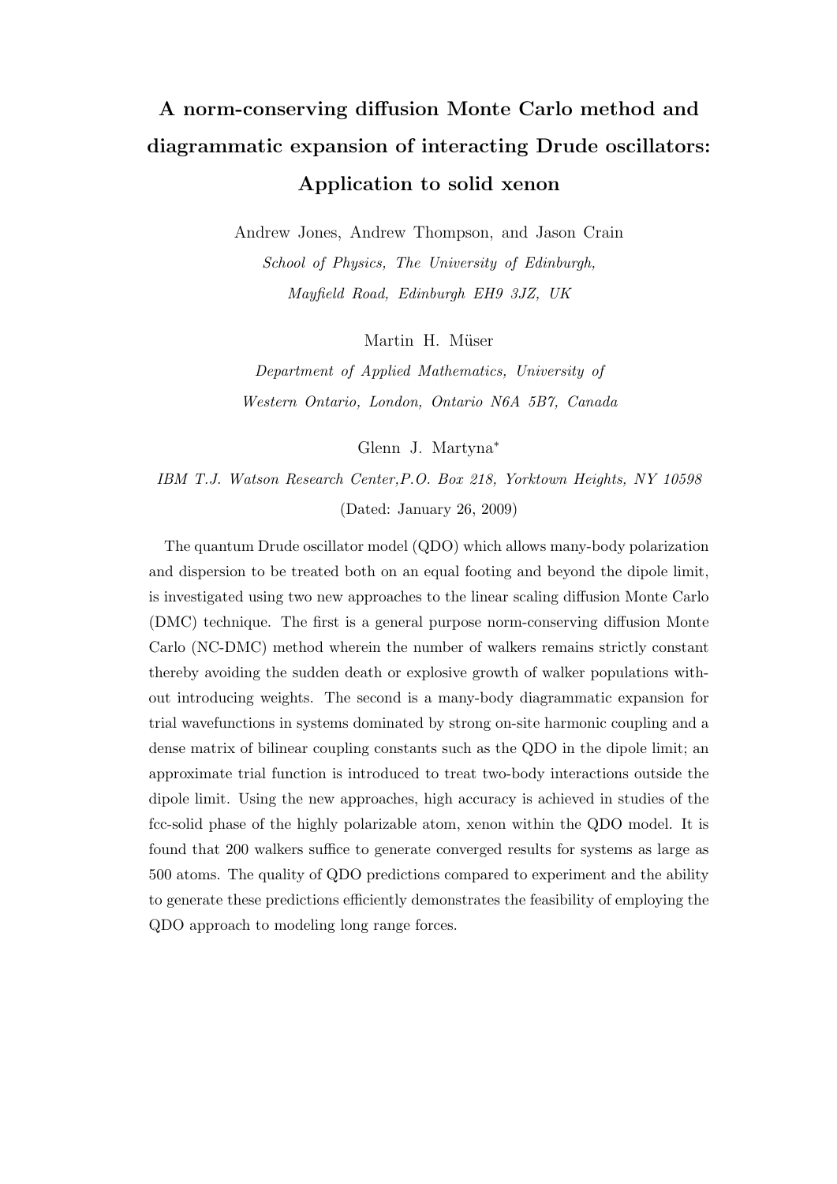# A norm-conserving diffusion Monte Carlo method and diagrammatic expansion of interacting Drude oscillators: Application to solid xenon

Andrew Jones, Andrew Thompson, and Jason Crain

*School of Physics, The University of Edinburgh, Mayfield Road, Edinburgh EH9 3JZ, UK*

Martin H. Müser

*Department of Applied Mathematics, University of Western Ontario, London, Ontario N6A 5B7, Canada*

Glenn J. Martyna*

*IBM T.J. Watson Research Center,P.O. Box 218, Yorktown Heights, NY 10598*

(Dated: January 26, 2009)

The quantum Drude oscillator model (QDO) which allows many-body polarization and dispersion to be treated both on an equal footing and beyond the dipole limit, is investigated using two new approaches to the linear scaling diffusion Monte Carlo (DMC) technique. The first is a general purpose norm-conserving diffusion Monte Carlo (NC-DMC) method wherein the number of walkers remains strictly constant thereby avoiding the sudden death or explosive growth of walker populations without introducing weights. The second is a many-body diagrammatic expansion for trial wavefunctions in systems dominated by strong on-site harmonic coupling and a dense matrix of bilinear coupling constants such as the QDO in the dipole limit; an approximate trial function is introduced to treat two-body interactions outside the dipole limit. Using the new approaches, high accuracy is achieved in studies of the fcc-solid phase of the highly polarizable atom, xenon within the QDO model. It is found that 200 walkers suffice to generate converged results for systems as large as 500 atoms. The quality of QDO predictions compared to experiment and the ability to generate these predictions efficiently demonstrates the feasibility of employing the QDO approach to modeling long range forces.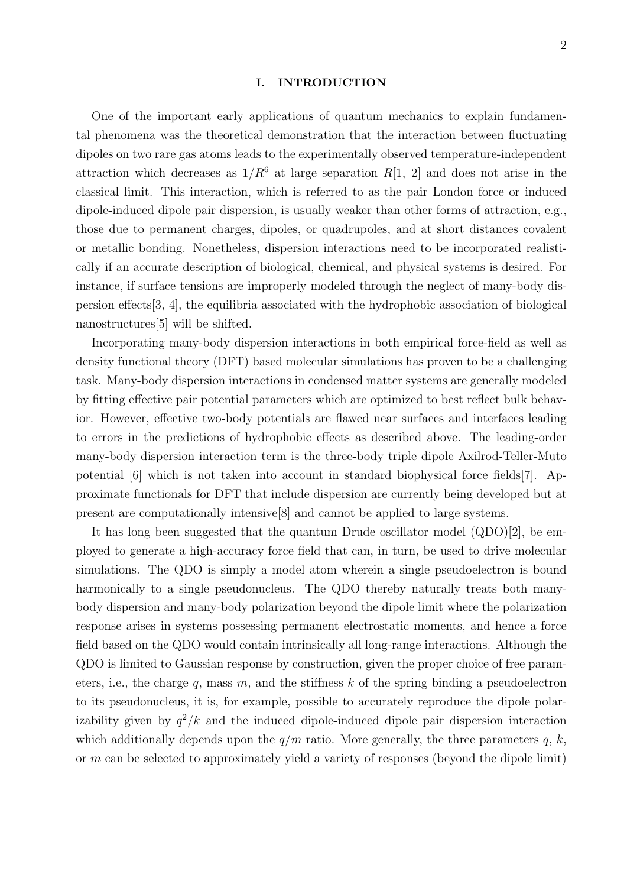## I. INTRODUCTION

One of the important early applications of quantum mechanics to explain fundamental phenomena was the theoretical demonstration that the interaction between fluctuating dipoles on two rare gas atoms leads to the experimentally observed temperature-independent attraction which decreases as $1/R^6$ at large separation $R$[1, 2] and does not arise in the classical limit. This interaction, which is referred to as the pair London force or induced dipole-induced dipole pair dispersion, is usually weaker than other forms of attraction, e.g., those due to permanent charges, dipoles, or quadrupoles, and at short distances covalent or metallic bonding. Nonetheless, dispersion interactions need to be incorporated realistically if an accurate description of biological, chemical, and physical systems is desired. For instance, if surface tensions are improperly modeled through the neglect of many-body dispersion effects[3, 4], the equilibria associated with the hydrophobic association of biological nanostructures[5] will be shifted.

Incorporating many-body dispersion interactions in both empirical force-field as well as density functional theory (DFT) based molecular simulations has proven to be a challenging task. Many-body dispersion interactions in condensed matter systems are generally modeled by fitting effective pair potential parameters which are optimized to best reflect bulk behavior. However, effective two-body potentials are flawed near surfaces and interfaces leading to errors in the predictions of hydrophobic effects as described above. The leading-order many-body dispersion interaction term is the three-body triple dipole Axilrod-Teller-Muto potential [6] which is not taken into account in standard biophysical force fields[7]. Approximate functionals for DFT that include dispersion are currently being developed but at present are computationally intensive[8] and cannot be applied to large systems.

It has long been suggested that the quantum Drude oscillator model (QDO)[2], be employed to generate a high-accuracy force field that can, in turn, be used to drive molecular simulations. The QDO is simply a model atom wherein a single pseudoelectron is bound harmonically to a single pseudonucleus. The QDO thereby naturally treats both many-body dispersion and many-body polarization beyond the dipole limit where the polarization response arises in systems possessing permanent electrostatic moments, and hence a force field based on the QDO would contain intrinsically all long-range interactions. Although the QDO is limited to Gaussian response by construction, given the proper choice of free parameters, i.e., the charge $q$, mass $m$, and the stiffness $k$ of the spring binding a pseudoelectron to its pseudonucleus, it is, for example, possible to accurately reproduce the dipole polarizability given by $q^2/k$ and the induced dipole-induced dipole pair dispersion interaction which additionally depends upon the $q/m$ ratio. More generally, the three parameters $q$, $k$, or $m$ can be selected to approximately yield a variety of responses (beyond the dipole limit)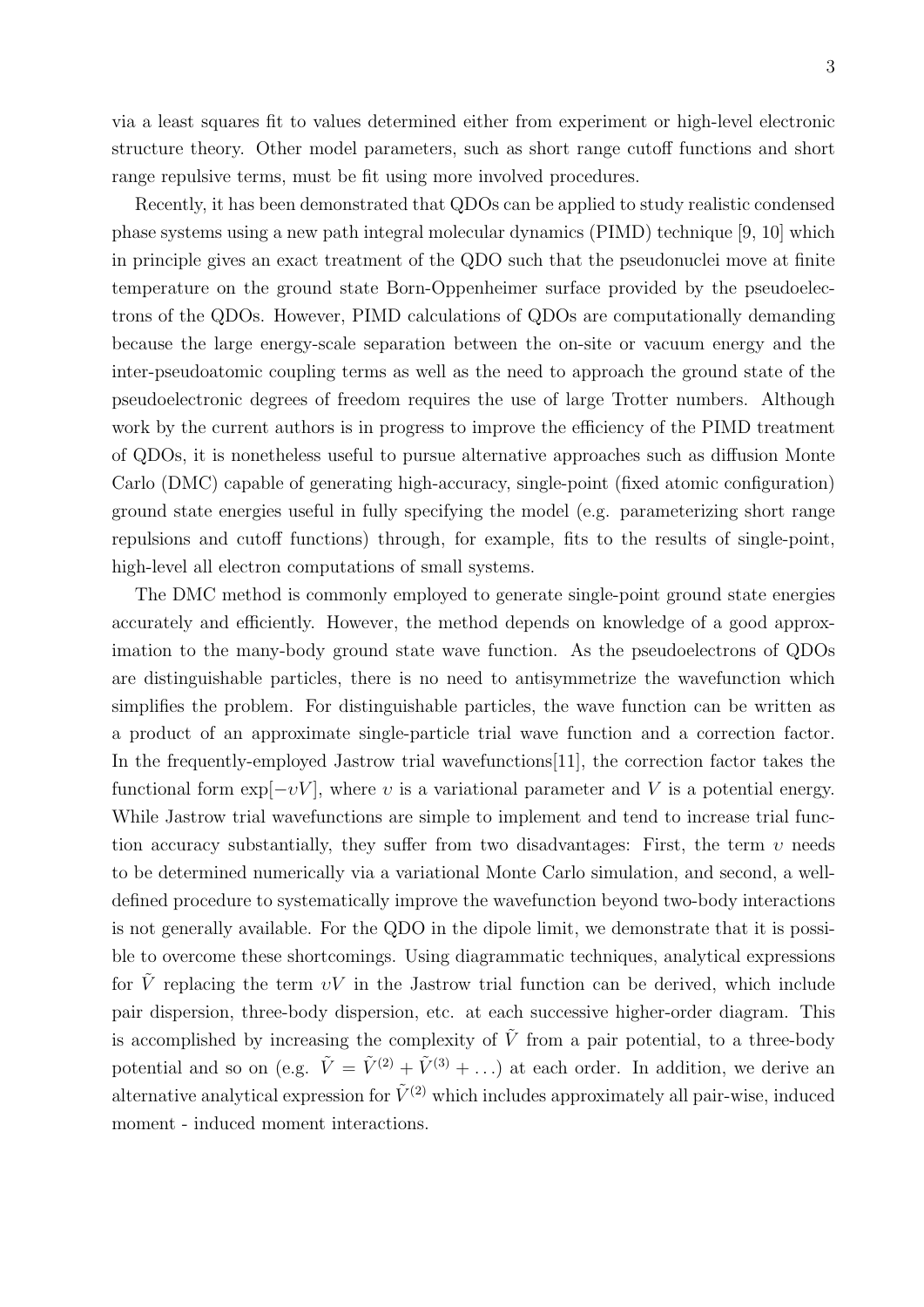via a least squares fit to values determined either from experiment or high-level electronic structure theory. Other model parameters, such as short range cutoff functions and short range repulsive terms, must be fit using more involved procedures.

Recently, it has been demonstrated that QDOs can be applied to study realistic condensed phase systems using a new path integral molecular dynamics (PIMD) technique [9, 10] which in principle gives an exact treatment of the QDO such that the pseudonuclei move at finite temperature on the ground state Born-Oppenheimer surface provided by the pseudoelectrons of the QDOs. However, PIMD calculations of QDOs are computationally demanding because the large energy-scale separation between the on-site or vacuum energy and the inter-pseudoatomic coupling terms as well as the need to approach the ground state of the pseudoelectronic degrees of freedom requires the use of large Trotter numbers. Although work by the current authors is in progress to improve the efficiency of the PIMD treatment of QDOs, it is nonetheless useful to pursue alternative approaches such as diffusion Monte Carlo (DMC) capable of generating high-accuracy, single-point (fixed atomic configuration) ground state energies useful in fully specifying the model (e.g. parameterizing short range repulsions and cutoff functions) through, for example, fits to the results of single-point, high-level all electron computations of small systems.

The DMC method is commonly employed to generate single-point ground state energies accurately and efficiently. However, the method depends on knowledge of a good approximation to the many-body ground state wave function. As the pseudoelectrons of QDOs are distinguishable particles, there is no need to antisymmetrize the wavefunction which simplifies the problem. For distinguishable particles, the wave function can be written as a product of an approximate single-particle trial wave function and a correction factor. In the frequently-employed Jastrow trial wavefunctions[11], the correction factor takes the functional form $\exp[-\upsilon V]$, where $\upsilon$ is a variational parameter and $V$ is a potential energy. While Jastrow trial wavefunctions are simple to implement and tend to increase trial function accuracy substantially, they suffer from two disadvantages: First, the term $\upsilon$ needs to be determined numerically via a variational Monte Carlo simulation, and second, a well-defined procedure to systematically improve the wavefunction beyond two-body interactions is not generally available. For the QDO in the dipole limit, we demonstrate that it is possible to overcome these shortcomings. Using diagrammatic techniques, analytical expressions for $\tilde{V}$ replacing the term $\upsilon V$ in the Jastrow trial function can be derived, which include pair dispersion, three-body dispersion, etc. at each successive higher-order diagram. This is accomplished by increasing the complexity of $\tilde{V}$ from a pair potential, to a three-body potential and so on (e.g. $\tilde{V} = \tilde{V}^{(2)} + \tilde{V}^{(3)} + \ldots$) at each order. In addition, we derive an alternative analytical expression for $\tilde{V}^{(2)}$ which includes approximately all pair-wise, induced moment - induced moment interactions.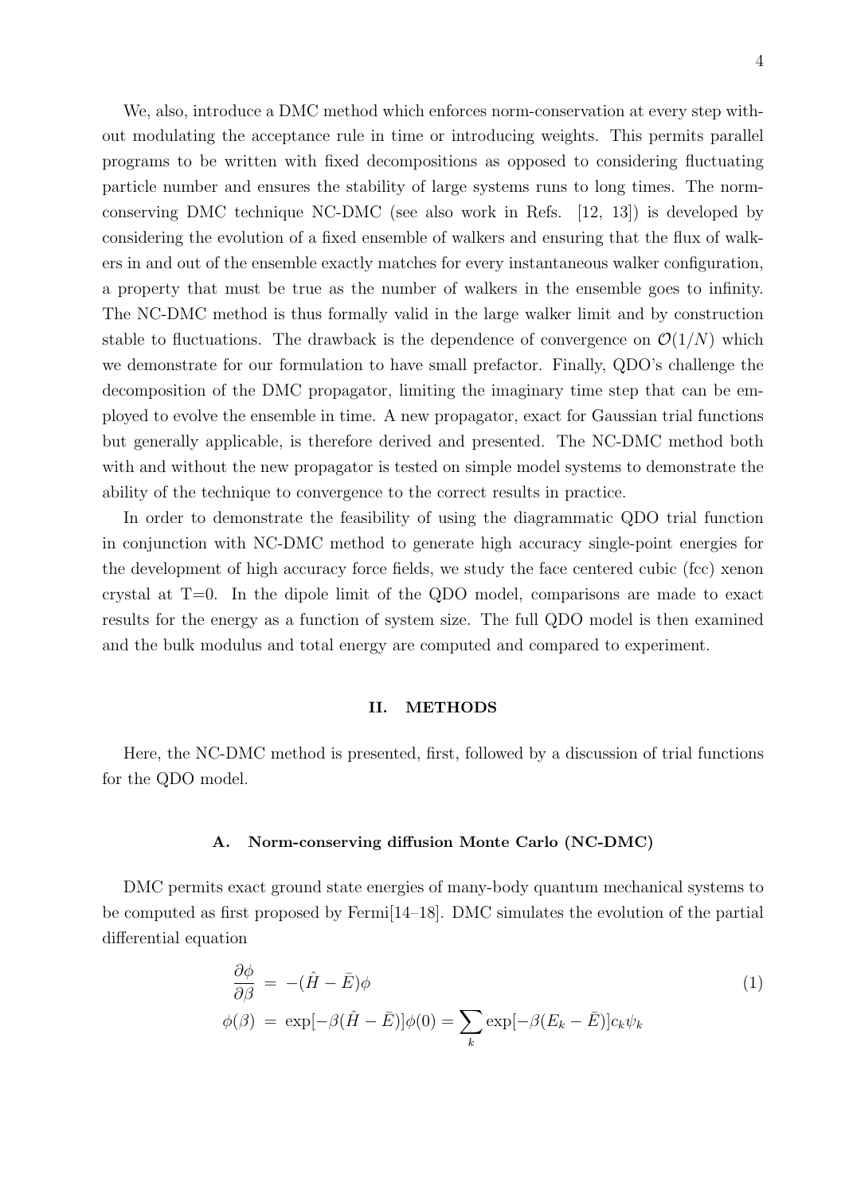We, also, introduce a DMC method which enforces norm-conservation at every step without modulating the acceptance rule in time or introducing weights. This permits parallel programs to be written with fixed decompositions as opposed to considering fluctuating particle number and ensures the stability of large systems runs to long times. The norm-conserving DMC technique NC-DMC (see also work in Refs. [12, 13]) is developed by considering the evolution of a fixed ensemble of walkers and ensuring that the flux of walkers in and out of the ensemble exactly matches for every instantaneous walker configuration, a property that must be true as the number of walkers in the ensemble goes to infinity. The NC-DMC method is thus formally valid in the large walker limit and by construction stable to fluctuations. The drawback is the dependence of convergence on $\mathcal{O}(1/N)$ which we demonstrate for our formulation to have small prefactor. Finally, QDO's challenge the decomposition of the DMC propagator, limiting the imaginary time step that can be employed to evolve the ensemble in time. A new propagator, exact for Gaussian trial functions but generally applicable, is therefore derived and presented. The NC-DMC method both with and without the new propagator is tested on simple model systems to demonstrate the ability of the technique to convergence to the correct results in practice.

In order to demonstrate the feasibility of using the diagrammatic QDO trial function in conjunction with NC-DMC method to generate high accuracy single-point energies for the development of high accuracy force fields, we study the face centered cubic (fcc) xenon crystal at T=0. In the dipole limit of the QDO model, comparisons are made to exact results for the energy as a function of system size. The full QDO model is then examined and the bulk modulus and total energy are computed and compared to experiment.

## II. METHODS

Here, the NC-DMC method is presented, first, followed by a discussion of trial functions for the QDO model.

### A. Norm-conserving diffusion Monte Carlo (NC-DMC)

DMC permits exact ground state energies of many-body quantum mechanical systems to be computed as first proposed by Fermi[14–18]. DMC simulates the evolution of the partial differential equation

$$
\begin{aligned}
\frac{\partial \phi}{\partial \beta} &= -(\hat{H} - \bar{E})\phi \\
\phi(\beta) &= \exp[-\beta(\hat{H} - \bar{E})]\phi(0) = \sum_k \exp[-\beta(E_k - \bar{E})] c_k \psi_k
\end{aligned}
\tag{1}
$$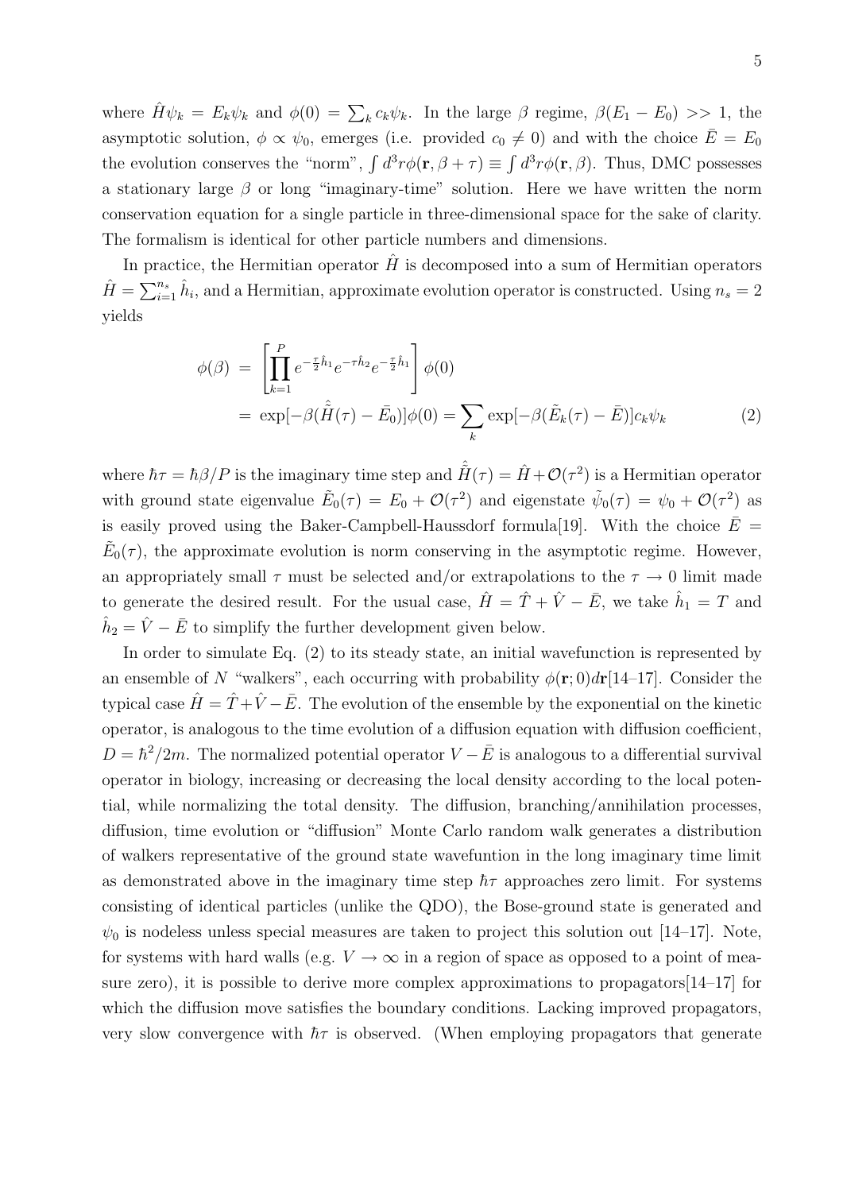where $\hat{H}\psi_k = E_k\psi_k$ and $\phi(0) = \sum_k c_k\psi_k$. In the large $\beta$ regime, $\beta(E_1 - E_0) >> 1$, the asymptotic solution, $\phi \propto \psi_0$, emerges (i.e. provided $c_0 \neq 0$) and with the choice $\bar{E} = E_0$ the evolution conserves the "norm", $\int d^3r\phi(\mathbf{r}, \beta + \tau) \equiv \int d^3r\phi(\mathbf{r}, \beta)$. Thus, DMC possesses a stationary large $\beta$ or long "imaginary-time" solution. Here we have written the norm conservation equation for a single particle in three-dimensional space for the sake of clarity. The formalism is identical for other particle numbers and dimensions.

In practice, the Hermitian operator $\hat{H}$ is decomposed into a sum of Hermitian operators $\hat{H} = \sum_{i=1}^{n_s} \hat{h}_i$, and a Hermitian, approximate evolution operator is constructed. Using $n_s = 2$ yields

$$
\begin{aligned}
\phi(\beta) &= \left[\prod_{k=1}^{P} e^{-\frac{\tau}{2}\hat{h}_1} e^{-\tau\hat{h}_2} e^{-\frac{\tau}{2}\hat{h}_1}\right]\phi(0) \\
&= \exp[-\beta(\hat{\tilde{H}}(\tau) - \bar{E}_0)]\phi(0) = \sum_k \exp[-\beta(\tilde{E}_k(\tau) - \bar{E})]c_k\psi_k
\end{aligned} \tag{2}
$$

where $\hbar\tau = \hbar\beta/P$ is the imaginary time step and $\hat{\tilde{H}}(\tau) = \hat{H} + \mathcal{O}(\tau^2)$ is a Hermitian operator with ground state eigenvalue $\tilde{E}_0(\tau) = E_0 + \mathcal{O}(\tau^2)$ and eigenstate $\tilde{\psi}_0(\tau) = \psi_0 + \mathcal{O}(\tau^2)$ as is easily proved using the Baker-Campbell-Haussdorf formula[19]. With the choice $\bar{E} = \tilde{E}_0(\tau)$, the approximate evolution is norm conserving in the asymptotic regime. However, an appropriately small $\tau$ must be selected and/or extrapolations to the $\tau \to 0$ limit made to generate the desired result. For the usual case, $\hat{H} = \hat{T} + \hat{V} - \bar{E}$, we take $\hat{h}_1 = T$ and $\hat{h}_2 = \hat{V} - \bar{E}$ to simplify the further development given below.

In order to simulate Eq. (2) to its steady state, an initial wavefunction is represented by an ensemble of $N$ "walkers", each occurring with probability $\phi(\mathbf{r}; 0)d\mathbf{r}$[14–17]. Consider the typical case $\hat{H} = \hat{T} + \hat{V} - \bar{E}$. The evolution of the ensemble by the exponential on the kinetic operator, is analogous to the time evolution of a diffusion equation with diffusion coefficient, $D = \hbar^2/2m$. The normalized potential operator $V - \bar{E}$ is analogous to a differential survival operator in biology, increasing or decreasing the local density according to the local potential, while normalizing the total density. The diffusion, branching/annihilation processes, diffusion, time evolution or "diffusion" Monte Carlo random walk generates a distribution of walkers representative of the ground state wavefuntion in the long imaginary time limit as demonstrated above in the imaginary time step $\hbar\tau$ approaches zero limit. For systems consisting of identical particles (unlike the QDO), the Bose-ground state is generated and $\psi_0$ is nodeless unless special measures are taken to project this solution out [14–17]. Note, for systems with hard walls (e.g. $V \to \infty$ in a region of space as opposed to a point of measure zero), it is possible to derive more complex approximations to propagators[14–17] for which the diffusion move satisfies the boundary conditions. Lacking improved propagators, very slow convergence with $\hbar\tau$ is observed. (When employing propagators that generate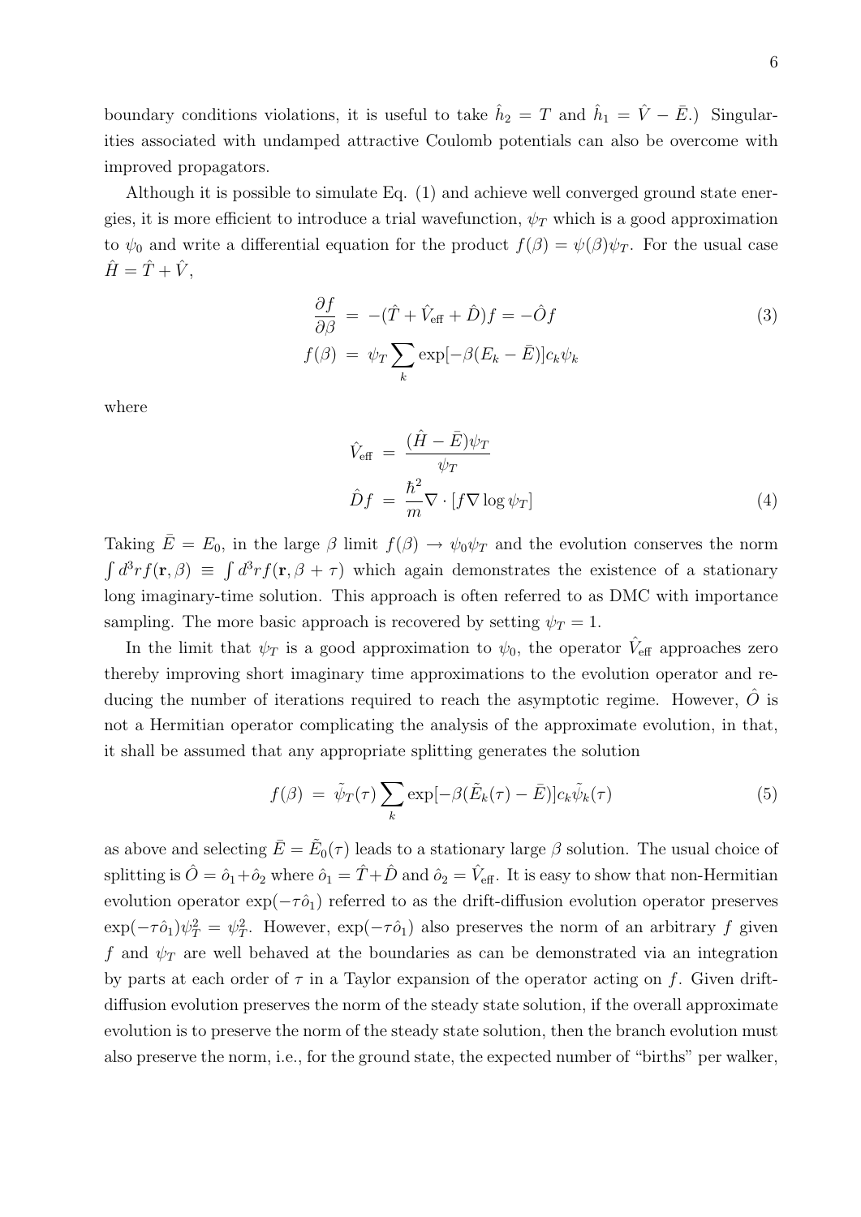boundary conditions violations, it is useful to take $\hat{h}_2 = T$ and $\hat{h}_1 = \hat{V} - \bar{E}$.) Singularities associated with undamped attractive Coulomb potentials can also be overcome with improved propagators.

Although it is possible to simulate Eq. (1) and achieve well converged ground state energies, it is more efficient to introduce a trial wavefunction, $\psi_T$ which is a good approximation to $\psi_0$ and write a differential equation for the product $f(\beta) = \psi(\beta)\psi_T$. For the usual case $\hat{H} = \hat{T} + \hat{V}$,

$$
\begin{aligned}
\frac{\partial f}{\partial \beta} &= -(\hat{T} + \hat{V}_{\text{eff}} + \hat{D})f = -\hat{O}f \\
f(\beta) &= \psi_T \sum_k \exp[-\beta(E_k - \bar{E})]c_k\psi_k
\end{aligned}
\tag{3}
$$

where

$$
\begin{aligned}
\hat{V}_{\text{eff}} &= \frac{(\hat{H} - \bar{E})\psi_T}{\psi_T} \\
\hat{D}f &= \frac{\hbar^2}{m}\nabla \cdot [f \nabla \log \psi_T]
\end{aligned}
\tag{4}
$$

Taking $\bar{E} = E_0$, in the large $\beta$ limit $f(\beta) \to \psi_0\psi_T$ and the evolution conserves the norm $\int d^3r f(\mathbf{r}, \beta) \equiv \int d^3r f(\mathbf{r}, \beta + \tau)$ which again demonstrates the existence of a stationary long imaginary-time solution. This approach is often referred to as DMC with importance sampling. The more basic approach is recovered by setting $\psi_T = 1$.

In the limit that $\psi_T$ is a good approximation to $\psi_0$, the operator $\hat{V}_{\text{eff}}$ approaches zero thereby improving short imaginary time approximations to the evolution operator and reducing the number of iterations required to reach the asymptotic regime. However, $\hat{O}$ is not a Hermitian operator complicating the analysis of the approximate evolution, in that, it shall be assumed that any appropriate splitting generates the solution

$$
f(\beta) = \tilde{\psi}_T(\tau) \sum_k \exp[-\beta(\tilde{E}_k(\tau) - \bar{E})]c_k\tilde{\psi}_k(\tau)
\tag{5}
$$

as above and selecting $\bar{E} = \tilde{E}_0(\tau)$ leads to a stationary large $\beta$ solution. The usual choice of splitting is $\hat{O} = \hat{o}_1 + \hat{o}_2$ where $\hat{o}_1 = \hat{T} + \hat{D}$ and $\hat{o}_2 = \hat{V}_{\text{eff}}$. It is easy to show that non-Hermitian evolution operator $\exp(-\tau\hat{o}_1)$ referred to as the drift-diffusion evolution operator preserves $\exp(-\tau\hat{o}_1)\psi_T^2 = \psi_T^2$. However, $\exp(-\tau\hat{o}_1)$ also preserves the norm of an arbitrary $f$ given $f$ and $\psi_T$ are well behaved at the boundaries as can be demonstrated via an integration by parts at each order of $\tau$ in a Taylor expansion of the operator acting on $f$. Given drift-diffusion evolution preserves the norm of the steady state solution, if the overall approximate evolution is to preserve the norm of the steady state solution, then the branch evolution must also preserve the norm, i.e., for the ground state, the expected number of "births" per walker,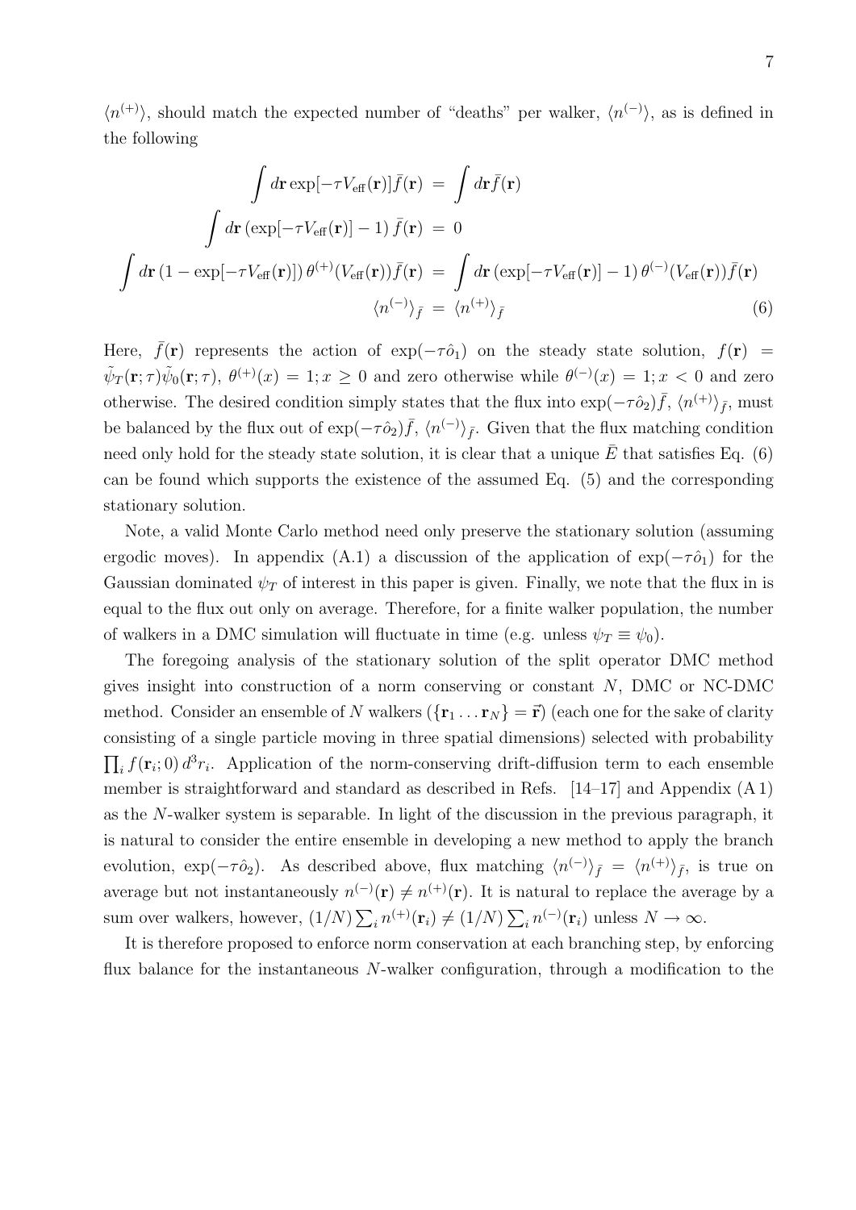$\langle n^{(+)}\rangle$, should match the expected number of "deaths" per walker, $\langle n^{(-)}\rangle$, as is defined in the following

$$
\begin{aligned}
\int d\mathbf{r}\exp[-\tau V_{\rm eff}(\mathbf{r})]\bar{f}(\mathbf{r}) &= \int d\mathbf{r}\bar{f}(\mathbf{r}) \\
\int d\mathbf{r}\left(\exp[-\tau V_{\rm eff}(\mathbf{r})]-1\right)\bar{f}(\mathbf{r}) &= 0 \\
\int d\mathbf{r}\left(1-\exp[-\tau V_{\rm eff}(\mathbf{r})]\right)\theta^{(+)}(V_{\rm eff}(\mathbf{r}))\bar{f}(\mathbf{r}) &= \int d\mathbf{r}\left(\exp[-\tau V_{\rm eff}(\mathbf{r})]-1\right)\theta^{(-)}(V_{\rm eff}(\mathbf{r}))\bar{f}(\mathbf{r}) \\
\langle n^{(-)}\rangle_{\bar{f}} &= \langle n^{(+)}\rangle_{\bar{f}}
\end{aligned}
\tag{6}
$$

Here, $\bar{f}(\mathbf{r})$ represents the action of $\exp(-\tau\hat{o}_1)$ on the steady state solution, $f(\mathbf{r}) = \tilde{\psi}_T(\mathbf{r};\tau)\tilde{\psi}_0(\mathbf{r};\tau)$, $\theta^{(+)}(x) = 1; x \geq 0$ and zero otherwise while $\theta^{(-)}(x) = 1; x < 0$ and zero otherwise. The desired condition simply states that the flux into $\exp(-\tau\hat{o}_2)\bar{f}$, $\langle n^{(+)}\rangle_{\bar{f}}$, must be balanced by the flux out of $\exp(-\tau\hat{o}_2)\bar{f}$, $\langle n^{(-)}\rangle_{\bar{f}}$. Given that the flux matching condition need only hold for the steady state solution, it is clear that a unique $\bar{E}$ that satisfies Eq. (6) can be found which supports the existence of the assumed Eq. (5) and the corresponding stationary solution.

Note, a valid Monte Carlo method need only preserve the stationary solution (assuming ergodic moves). In appendix (A.1) a discussion of the application of $\exp(-\tau\hat{o}_1)$ for the Gaussian dominated $\psi_T$ of interest in this paper is given. Finally, we note that the flux in is equal to the flux out only on average. Therefore, for a finite walker population, the number of walkers in a DMC simulation will fluctuate in time (e.g. unless $\psi_T \equiv \psi_0$).

The foregoing analysis of the stationary solution of the split operator DMC method gives insight into construction of a norm conserving or constant $N$, DMC or NC-DMC method. Consider an ensemble of $N$ walkers ($\{\mathbf{r}_1\ldots\mathbf{r}_N\} = \vec{\mathbf{r}}$) (each one for the sake of clarity consisting of a single particle moving in three spatial dimensions) selected with probability $\prod_i f(\mathbf{r}_i;0)\,d^3r_i$. Application of the norm-conserving drift-diffusion term to each ensemble member is straightforward and standard as described in Refs. [14–17] and Appendix (A 1) as the $N$-walker system is separable. In light of the discussion in the previous paragraph, it is natural to consider the entire ensemble in developing a new method to apply the branch evolution, $\exp(-\tau\hat{o}_2)$. As described above, flux matching $\langle n^{(-)}\rangle_{\bar{f}} = \langle n^{(+)}\rangle_{\bar{f}}$, is true on average but not instantaneously $n^{(-)}(\mathbf{r}) \neq n^{(+)}(\mathbf{r})$. It is natural to replace the average by a sum over walkers, however, $(1/N)\sum_i n^{(+)}(\mathbf{r}_i) \neq (1/N)\sum_i n^{(-)}(\mathbf{r}_i)$ unless $N\to\infty$.

It is therefore proposed to enforce norm conservation at each branching step, by enforcing flux balance for the instantaneous $N$-walker configuration, through a modification to the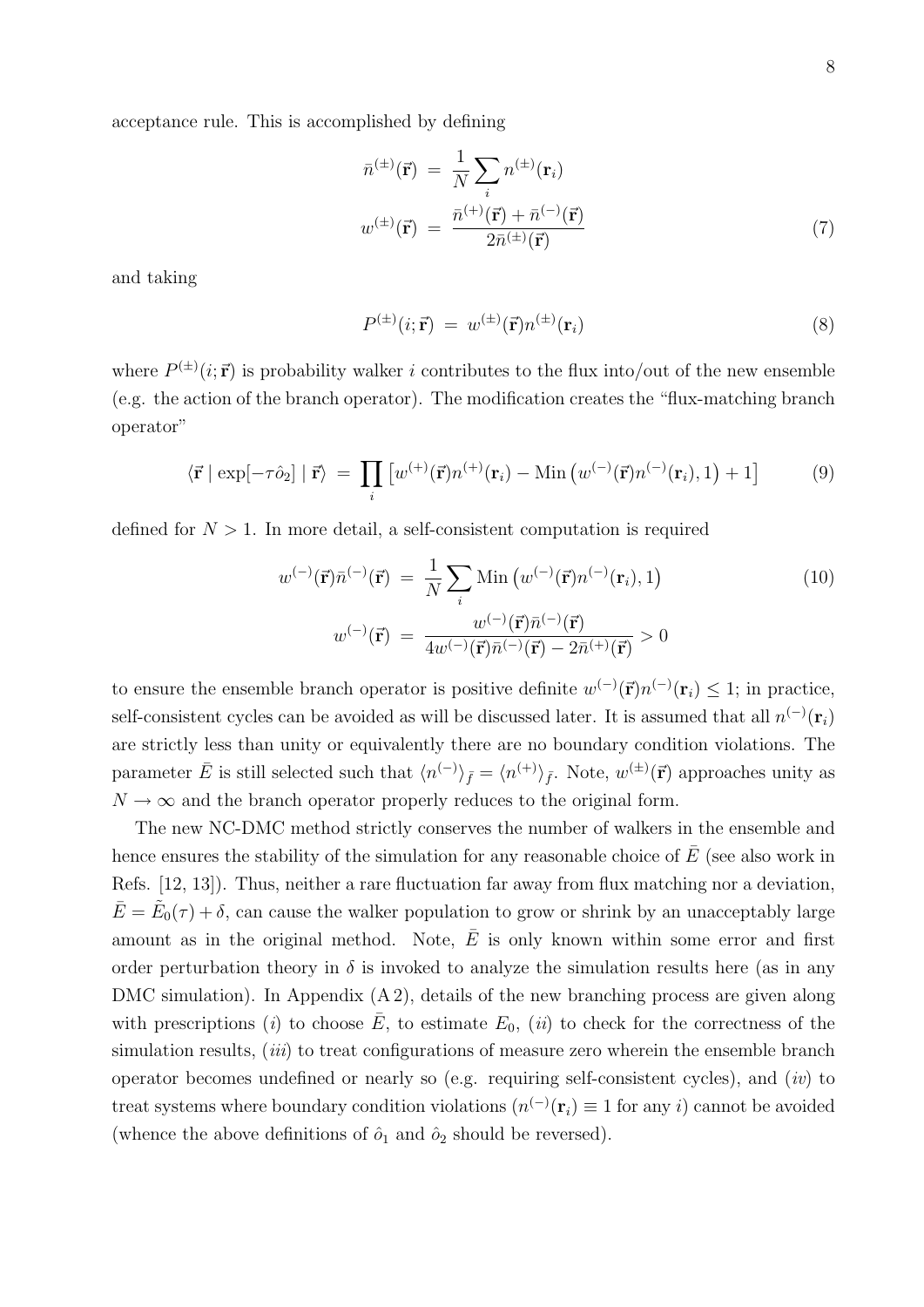acceptance rule. This is accomplished by defining

$$
\begin{aligned}
\bar{n}^{(\pm)}(\vec{\mathbf{r}}) &= \frac{1}{N}\sum_i n^{(\pm)}(\mathbf{r}_i) \\
w^{(\pm)}(\vec{\mathbf{r}}) &= \frac{\bar{n}^{(+)}(\vec{\mathbf{r}}) + \bar{n}^{(-)}(\vec{\mathbf{r}})}{2\bar{n}^{(\pm)}(\vec{\mathbf{r}})}
\end{aligned} \tag{7}
$$

and taking

$$
P^{(\pm)}(i;\vec{\mathbf{r}}) = w^{(\pm)}(\vec{\mathbf{r}})n^{(\pm)}(\mathbf{r}_i) \tag{8}
$$

where $P^{(\pm)}(i;\vec{\mathbf{r}})$ is probability walker $i$ contributes to the flux into/out of the new ensemble (e.g. the action of the branch operator). The modification creates the "flux-matching branch operator"

$$
\langle \vec{\mathbf{r}} \mid \exp[-\tau \hat{o}_2] \mid \vec{\mathbf{r}} \rangle = \prod_i \left[ w^{(+)}(\vec{\mathbf{r}})n^{(+)}(\mathbf{r}_i) - \mathrm{Min}\left(w^{(-)}(\vec{\mathbf{r}})n^{(-)}(\mathbf{r}_i), 1\right) + 1 \right] \tag{9}
$$

defined for $N > 1$. In more detail, a self-consistent computation is required

$$
\begin{aligned}
w^{(-)}(\vec{\mathbf{r}})\bar{n}^{(-)}(\vec{\mathbf{r}}) &= \frac{1}{N}\sum_i \mathrm{Min}\left(w^{(-)}(\vec{\mathbf{r}})n^{(-)}(\mathbf{r}_i), 1\right) \\
w^{(-)}(\vec{\mathbf{r}}) &= \frac{w^{(-)}(\vec{\mathbf{r}})\bar{n}^{(-)}(\vec{\mathbf{r}})}{4w^{(-)}(\vec{\mathbf{r}})\bar{n}^{(-)}(\vec{\mathbf{r}}) - 2\bar{n}^{(+)}(\vec{\mathbf{r}})} > 0
\end{aligned} \tag{10}
$$

to ensure the ensemble branch operator is positive definite $w^{(-)}(\vec{\mathbf{r}})n^{(-)}(\mathbf{r}_i) \leq 1$; in practice, self-consistent cycles can be avoided as will be discussed later. It is assumed that all $n^{(-)}(\mathbf{r}_i)$ are strictly less than unity or equivalently there are no boundary condition violations. The parameter $\bar{E}$ is still selected such that $\langle n^{(-)}\rangle_{\bar{f}} = \langle n^{(+)}\rangle_{\bar{f}}$. Note, $w^{(\pm)}(\vec{\mathbf{r}})$ approaches unity as $N \to \infty$ and the branch operator properly reduces to the original form.

The new NC-DMC method strictly conserves the number of walkers in the ensemble and hence ensures the stability of the simulation for any reasonable choice of $\bar{E}$ (see also work in Refs. [12, 13]). Thus, neither a rare fluctuation far away from flux matching nor a deviation, $\bar{E} = \tilde{E}_0(\tau) + \delta$, can cause the walker population to grow or shrink by an unacceptably large amount as in the original method. Note, $\bar{E}$ is only known within some error and first order perturbation theory in $\delta$ is invoked to analyze the simulation results here (as in any DMC simulation). In Appendix (A 2), details of the new branching process are given along with prescriptions (*i*) to choose $\bar{E}$, to estimate $E_0$, (*ii*) to check for the correctness of the simulation results, (*iii*) to treat configurations of measure zero wherein the ensemble branch operator becomes undefined or nearly so (e.g. requiring self-consistent cycles), and (*iv*) to treat systems where boundary condition violations ($n^{(-)}(\mathbf{r}_i) \equiv 1$ for any $i$) cannot be avoided (whence the above definitions of $\hat{o}_1$ and $\hat{o}_2$ should be reversed).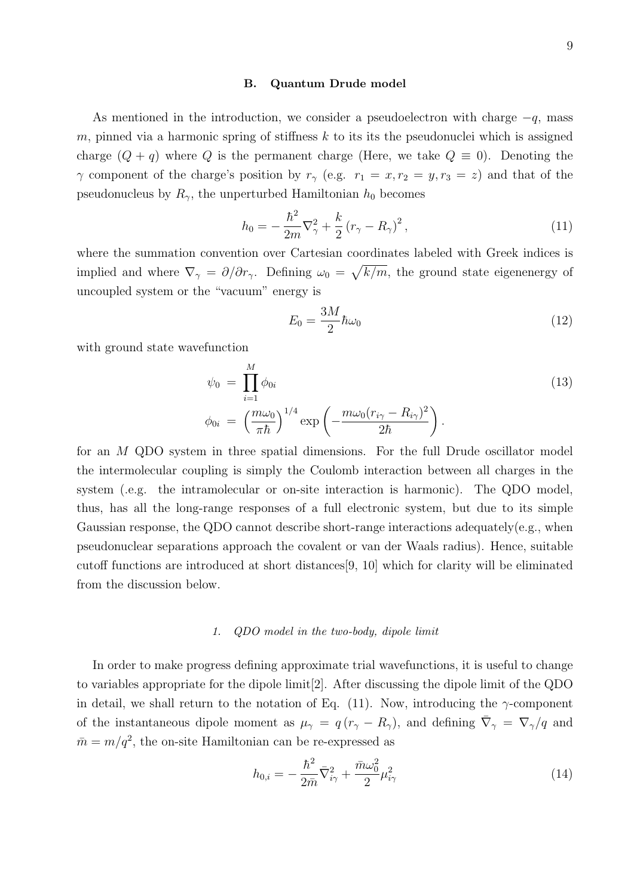### B. Quantum Drude model

As mentioned in the introduction, we consider a pseudoelectron with charge $-q$, mass $m$, pinned via a harmonic spring of stiffness $k$ to its its the pseudonuclei which is assigned charge $(Q+q)$ where $Q$ is the permanent charge (Here, we take $Q \equiv 0$). Denoting the $\gamma$ component of the charge's position by $r_\gamma$ (e.g. $r_1 = x, r_2 = y, r_3 = z$) and that of the pseudonucleus by $R_\gamma$, the unperturbed Hamiltonian $h_0$ becomes

$$h_0 = -\frac{\hbar^2}{2m}\nabla_\gamma^2 + \frac{k}{2}\left(r_\gamma - R_\gamma\right)^2, \tag{11}$$

where the summation convention over Cartesian coordinates labeled with Greek indices is implied and where $\nabla_\gamma = \partial/\partial r_\gamma$. Defining $\omega_0 = \sqrt{k/m}$, the ground state eigenenergy of uncoupled system or the "vacuum" energy is

$$E_0 = \frac{3M}{2}\hbar\omega_0 \tag{12}$$

with ground state wavefunction

$$\begin{aligned}
\psi_0 &= \prod_{i=1}^{M}\phi_{0i} \\
\phi_{0i} &= \left(\frac{m\omega_0}{\pi\hbar}\right)^{1/4}\exp\left(-\frac{m\omega_0(r_{i\gamma}-R_{i\gamma})^2}{2\hbar}\right).
\end{aligned} \tag{13}$$

for an $M$ QDO system in three spatial dimensions. For the full Drude oscillator model the intermolecular coupling is simply the Coulomb interaction between all charges in the system (.e.g. the intramolecular or on-site interaction is harmonic). The QDO model, thus, has all the long-range responses of a full electronic system, but due to its simple Gaussian response, the QDO cannot describe short-range interactions adequately(e.g., when pseudonuclear separations approach the covalent or van der Waals radius). Hence, suitable cutoff functions are introduced at short distances[9, 10] which for clarity will be eliminated from the discussion below.

#### 1. QDO model in the two-body, dipole limit

In order to make progress defining approximate trial wavefunctions, it is useful to change to variables appropriate for the dipole limit[2]. After discussing the dipole limit of the QDO in detail, we shall return to the notation of Eq. (11). Now, introducing the $\gamma$-component of the instantaneous dipole moment as $\mu_\gamma = q\left(r_\gamma - R_\gamma\right)$, and defining $\bar{\nabla}_\gamma = \nabla_\gamma/q$ and $\bar{m} = m/q^2$, the on-site Hamiltonian can be re-expressed as

$$h_{0,i} = -\frac{\hbar^2}{2\bar{m}}\bar{\nabla}_{i\gamma}^2 + \frac{\bar{m}\omega_0^2}{2}\mu_{i\gamma}^2 \tag{14}$$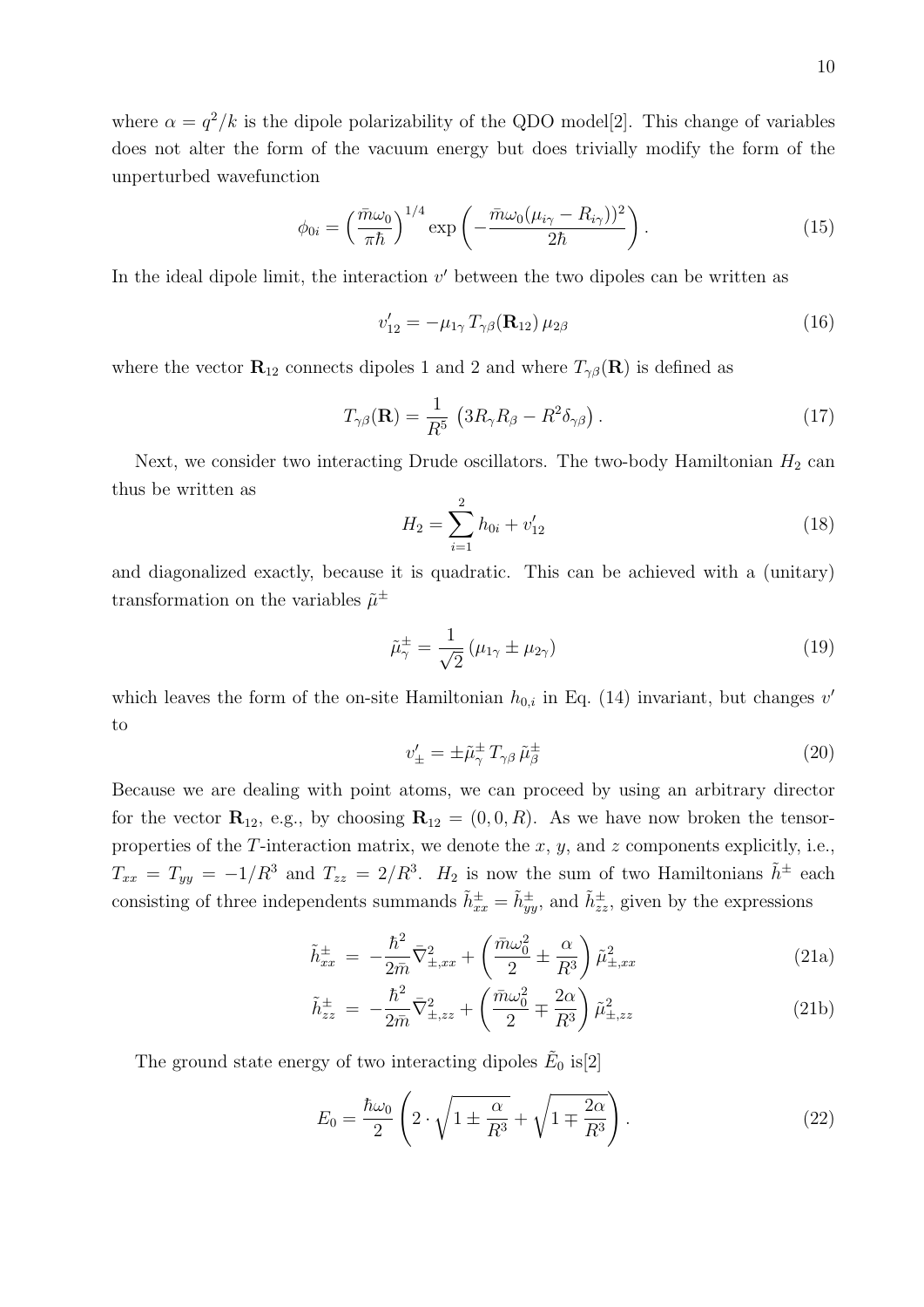where $\alpha = q^2/k$ is the dipole polarizability of the QDO model[2]. This change of variables does not alter the form of the vacuum energy but does trivially modify the form of the unperturbed wavefunction

$$\phi_{0i} = \left(\frac{\bar{m}\omega_0}{\pi\hbar}\right)^{1/4} \exp\left(-\frac{\bar{m}\omega_0(\mu_{i\gamma} - R_{i\gamma}))^2}{2\hbar}\right). \tag{15}$$

In the ideal dipole limit, the interaction $v'$ between the two dipoles can be written as

$$v'_{12} = -\mu_{1\gamma}\, T_{\gamma\beta}(\mathbf{R}_{12})\, \mu_{2\beta} \tag{16}$$

where the vector $\mathbf{R}_{12}$ connects dipoles 1 and 2 and where $T_{\gamma\beta}(\mathbf{R})$ is defined as

$$T_{\gamma\beta}(\mathbf{R}) = \frac{1}{R^5}\left(3R_\gamma R_\beta - R^2\delta_{\gamma\beta}\right). \tag{17}$$

Next, we consider two interacting Drude oscillators. The two-body Hamiltonian $H_2$ can thus be written as

$$H_2 = \sum_{i=1}^{2} h_{0i} + v'_{12} \tag{18}$$

and diagonalized exactly, because it is quadratic. This can be achieved with a (unitary) transformation on the variables $\tilde{\mu}^{\pm}$

$$\tilde{\mu}^{\pm}_{\gamma} = \frac{1}{\sqrt{2}}\left(\mu_{1\gamma} \pm \mu_{2\gamma}\right) \tag{19}$$

which leaves the form of the on-site Hamiltonian $h_{0,i}$ in Eq. (14) invariant, but changes $v'$ to

$$v'_{\pm} = \pm\tilde{\mu}^{\pm}_{\gamma}\, T_{\gamma\beta}\, \tilde{\mu}^{\pm}_{\beta} \tag{20}$$

Because we are dealing with point atoms, we can proceed by using an arbitrary director for the vector $\mathbf{R}_{12}$, e.g., by choosing $\mathbf{R}_{12} = (0, 0, R)$. As we have now broken the tensor-properties of the $T$-interaction matrix, we denote the $x$, $y$, and $z$ components explicitly, i.e., $T_{xx} = T_{yy} = -1/R^3$ and $T_{zz} = 2/R^3$. $H_2$ is now the sum of two Hamiltonians $\tilde{h}^{\pm}$ each consisting of three independents summands $\tilde{h}^{\pm}_{xx} = \tilde{h}^{\pm}_{yy}$, and $\tilde{h}^{\pm}_{zz}$, given by the expressions

$$\tilde{h}^{\pm}_{xx} = -\frac{\hbar^2}{2\bar{m}}\bar{\nabla}^2_{\pm,xx} + \left(\frac{\bar{m}\omega_0^2}{2} \pm \frac{\alpha}{R^3}\right)\tilde{\mu}^2_{\pm,xx} \tag{21a}$$

$$\tilde{h}^{\pm}_{zz} = -\frac{\hbar^2}{2\bar{m}}\bar{\nabla}^2_{\pm,zz} + \left(\frac{\bar{m}\omega_0^2}{2} \mp \frac{2\alpha}{R^3}\right)\tilde{\mu}^2_{\pm,zz} \tag{21b}$$

The ground state energy of two interacting dipoles $\tilde{E}_0$ is[2]

$$E_0 = \frac{\hbar\omega_0}{2}\left(2 \cdot \sqrt{1 \pm \frac{\alpha}{R^3}} + \sqrt{1 \mp \frac{2\alpha}{R^3}}\right). \tag{22}$$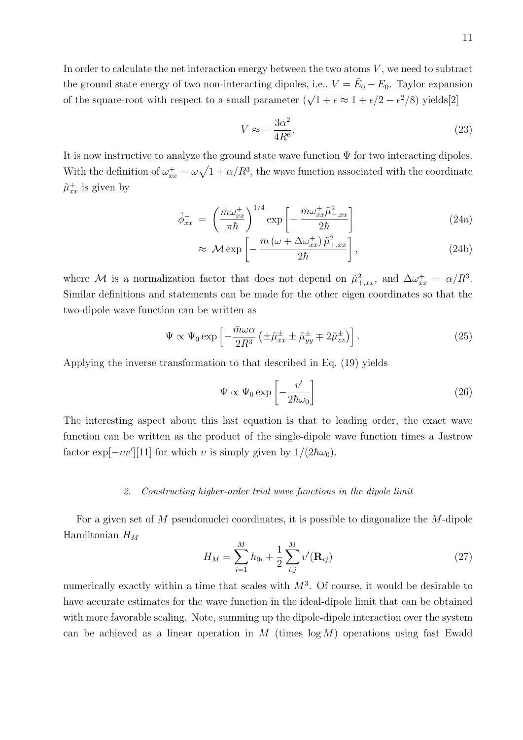In order to calculate the net interaction energy between the two atoms $V$, we need to subtract the ground state energy of two non-interacting dipoles, i.e., $V = \tilde{E}_0 - E_0$. Taylor expansion of the square-root with respect to a small parameter ($\sqrt{1+\epsilon} \approx 1 + \epsilon/2 - \epsilon^2/8$) yields[2]

$$
V \approx -\frac{3\alpha^2}{4R^6}. \tag{23}
$$

It is now instructive to analyze the ground state wave function $\Psi$ for two interacting dipoles. With the definition of $\omega_{xx}^{+} = \omega\sqrt{1+\alpha/R^3}$, the wave function associated with the coordinate $\tilde{\mu}_{xx}^{+}$ is given by

$$
\tilde{\phi}_{xx}^{+} = \left(\frac{\bar{m}\omega_{xx}^{+}}{\pi\hbar}\right)^{1/4} \exp\left[-\frac{\bar{m}\omega_{xx}^{+}\tilde{\mu}_{+,xx}^{2}}{2\hbar}\right] \tag{24a}
$$

$$
\approx \mathcal{M} \exp\left[-\frac{\bar{m}\left(\omega + \Delta\omega_{xx}^{+}\right)\tilde{\mu}_{+,xx}^{2}}{2\hbar}\right], \tag{24b}
$$

where $\mathcal{M}$ is a normalization factor that does not depend on $\tilde{\mu}_{+,xx}^{2}$, and $\Delta\omega_{xx}^{+} = \alpha/R^3$. Similar definitions and statements can be made for the other eigen coordinates so that the two-dipole wave function can be written as

$$
\Psi \propto \Psi_0 \exp\left[-\frac{\bar{m}\omega\alpha}{2R^3}\left(\pm\tilde{\mu}_{xx}^{\pm} \pm \tilde{\mu}_{yy}^{\pm} \mp 2\tilde{\mu}_{zz}^{\pm}\right)\right]. \tag{25}
$$

Applying the inverse transformation to that described in Eq. (19) yields

$$
\Psi \propto \Psi_0 \exp\left[-\frac{\upsilon'}{2\hbar\omega_0}\right] \tag{26}
$$

The interesting aspect about this last equation is that to leading order, the exact wave function can be written as the product of the single-dipole wave function times a Jastrow factor $\exp[-\upsilon\upsilon']$[11] for which $\upsilon$ is simply given by $1/(2\hbar\omega_0)$.

### 2. *Constructing higher-order trial wave functions in the dipole limit*

For a given set of $M$ pseudonuclei coordinates, it is possible to diagonalize the $M$-dipole Hamiltonian $H_M$

$$
H_M = \sum_{i=1}^{M} h_{0i} + \frac{1}{2}\sum_{i,j}^{M} v'(\mathbf{R}_{ij}) \tag{27}
$$

numerically exactly within a time that scales with $M^3$. Of course, it would be desirable to have accurate estimates for the wave function in the ideal-dipole limit that can be obtained with more favorable scaling. Note, summing up the dipole-dipole interaction over the system can be achieved as a linear operation in $M$ (times $\log M$) operations using fast Ewald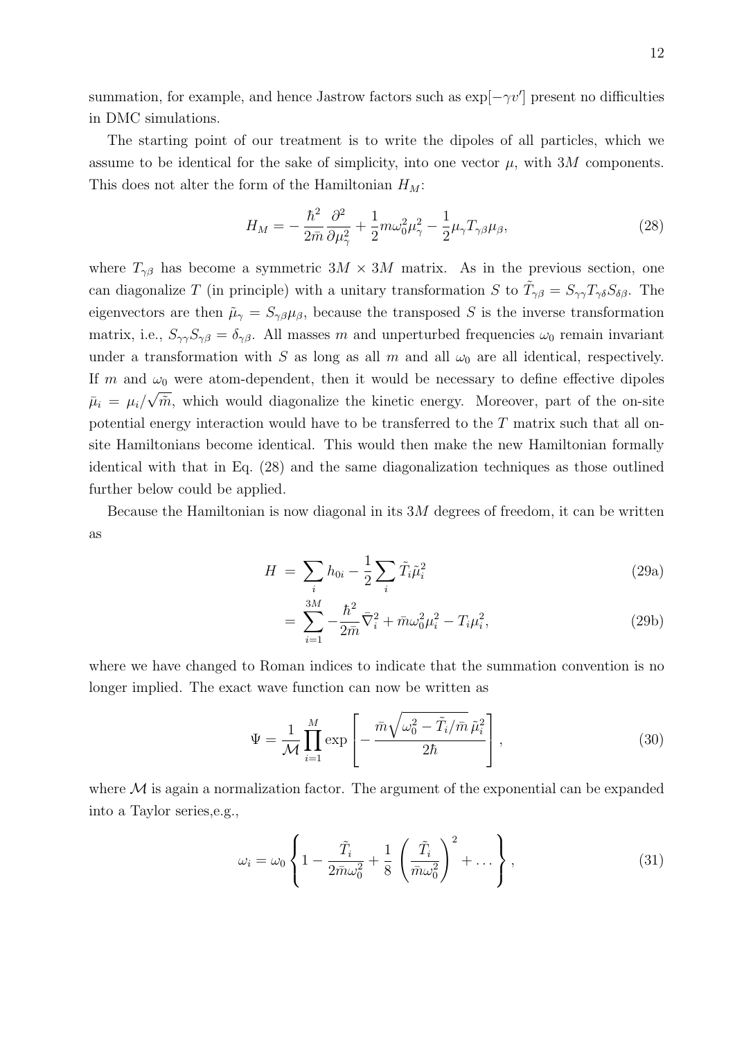summation, for example, and hence Jastrow factors such as $\exp[-\gamma v']$ present no difficulties in DMC simulations.

The starting point of our treatment is to write the dipoles of all particles, which we assume to be identical for the sake of simplicity, into one vector $\mu$, with $3M$ components. This does not alter the form of the Hamiltonian $H_M$:

$$H_M = -\frac{\hbar^2}{2\bar{m}}\frac{\partial^2}{\partial \mu_\gamma^2} + \frac{1}{2}m\omega_0^2\mu_\gamma^2 - \frac{1}{2}\mu_\gamma T_{\gamma\beta}\mu_\beta, \tag{28}$$

where $T_{\gamma\beta}$ has become a symmetric $3M \times 3M$ matrix. As in the previous section, one can diagonalize $T$ (in principle) with a unitary transformation $S$ to $\tilde{T}_{\gamma\beta} = S_{\gamma\gamma}T_{\gamma\delta}S_{\delta\beta}$. The eigenvectors are then $\tilde{\mu}_\gamma = S_{\gamma\beta}\mu_\beta$, because the transposed $S$ is the inverse transformation matrix, i.e., $S_{\gamma\gamma}S_{\gamma\beta} = \delta_{\gamma\beta}$. All masses $m$ and unperturbed frequencies $\omega_0$ remain invariant under a transformation with $S$ as long as all $m$ and all $\omega_0$ are all identical, respectively. If $m$ and $\omega_0$ were atom-dependent, then it would be necessary to define effective dipoles $\bar{\mu}_i = \mu_i/\sqrt{\tilde{m}}$, which would diagonalize the kinetic energy. Moreover, part of the on-site potential energy interaction would have to be transferred to the $T$ matrix such that all on-site Hamiltonians become identical. This would then make the new Hamiltonian formally identical with that in Eq. (28) and the same diagonalization techniques as those outlined further below could be applied.

Because the Hamiltonian is now diagonal in its $3M$ degrees of freedom, it can be written as

$$H = \sum_i h_{0i} - \frac{1}{2}\sum_i \tilde{T}_i\tilde{\mu}_i^2 \tag{29a}$$

$$= \sum_{i=1}^{3M} -\frac{\hbar^2}{2\bar{m}}\bar{\nabla}_i^2 + \bar{m}\omega_0^2\mu_i^2 - T_i\mu_i^2, \tag{29b}$$

where we have changed to Roman indices to indicate that the summation convention is no longer implied. The exact wave function can now be written as

$$\Psi = \frac{1}{\mathcal{M}}\prod_{i=1}^{M}\exp\left[-\frac{\bar{m}\sqrt{\omega_0^2 - \tilde{T}_i/\bar{m}}\,\tilde{\mu}_i^2}{2\hbar}\right], \tag{30}$$

where $\mathcal{M}$ is again a normalization factor. The argument of the exponential can be expanded into a Taylor series,e.g.,

$$\omega_i = \omega_0\left\{1 - \frac{\tilde{T}_i}{2\bar{m}\omega_0^2} + \frac{1}{8}\left(\frac{\tilde{T}_i}{\bar{m}\omega_0^2}\right)^2 + \ldots\right\}, \tag{31}$$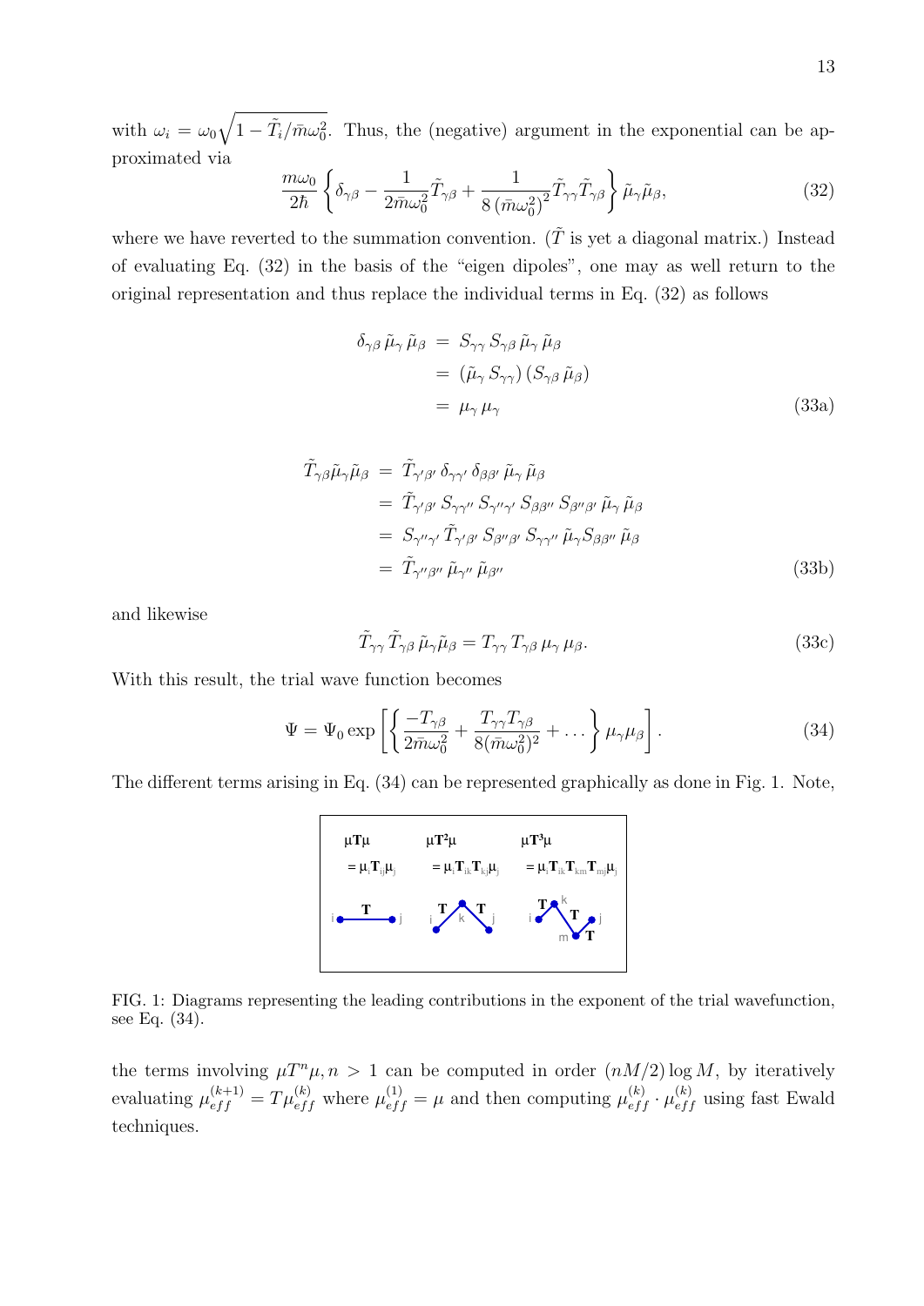with $\omega_i = \omega_0 \sqrt{1 - \tilde{T}_i / \bar{m}\omega_0^2}$. Thus, the (negative) argument in the exponential can be approximated via

$$\frac{m\omega_0}{2\hbar} \left\{ \delta_{\gamma\beta} - \frac{1}{2\bar{m}\omega_0^2} \tilde{T}_{\gamma\beta} + \frac{1}{8\left(\bar{m}\omega_0^2\right)^2} \tilde{T}_{\gamma\gamma} \tilde{T}_{\gamma\beta} \right\} \tilde{\mu}_\gamma \tilde{\mu}_\beta, \tag{32}$$

where we have reverted to the summation convention. ($\tilde{T}$ is yet a diagonal matrix.) Instead of evaluating Eq. (32) in the basis of the "eigen dipoles", one may as well return to the original representation and thus replace the individual terms in Eq. (32) as follows

$$\begin{aligned} \delta_{\gamma\beta}\, \tilde{\mu}_\gamma\, \tilde{\mu}_\beta &= S_{\gamma\gamma}\, S_{\gamma\beta}\, \tilde{\mu}_\gamma\, \tilde{\mu}_\beta \\ &= (\tilde{\mu}_\gamma\, S_{\gamma\gamma})\, (S_{\gamma\beta}\, \tilde{\mu}_\beta) \\ &= \mu_\gamma\, \mu_\gamma \end{aligned} \tag{33a}$$

$$\begin{aligned} \tilde{T}_{\gamma\beta} \tilde{\mu}_\gamma \tilde{\mu}_\beta &= \tilde{T}_{\gamma'\beta'}\, \delta_{\gamma\gamma'}\, \delta_{\beta\beta'}\, \tilde{\mu}_\gamma\, \tilde{\mu}_\beta \\ &= \tilde{T}_{\gamma'\beta'}\, S_{\gamma\gamma''}\, S_{\gamma''\gamma'}\, S_{\beta\beta''}\, S_{\beta''\beta'}\, \tilde{\mu}_\gamma\, \tilde{\mu}_\beta \\ &= S_{\gamma''\gamma'}\, \tilde{T}_{\gamma'\beta'}\, S_{\beta''\beta'}\, S_{\gamma\gamma''}\, \tilde{\mu}_\gamma S_{\beta\beta''}\, \tilde{\mu}_\beta \\ &= \tilde{T}_{\gamma''\beta''}\, \tilde{\mu}_{\gamma''}\, \tilde{\mu}_{\beta''} \end{aligned} \tag{33b}$$

and likewise

$$\tilde{T}_{\gamma\gamma}\, \tilde{T}_{\gamma\beta}\, \tilde{\mu}_\gamma \tilde{\mu}_\beta = T_{\gamma\gamma}\, T_{\gamma\beta}\, \mu_\gamma\, \mu_\beta. \tag{33c}$$

With this result, the trial wave function becomes

$$\Psi = \Psi_0 \exp\left[ \left\{ \frac{-T_{\gamma\beta}}{2\bar{m}\omega_0^2} + \frac{T_{\gamma\gamma} T_{\gamma\beta}}{8(\bar{m}\omega_0^2)^2} + \dots \right\} \mu_\gamma \mu_\beta \right]. \tag{34}$$

The different terms arising in Eq. (34) can be represented graphically as done in Fig. 1. Note,

FIG. 1: Diagrams representing the leading contributions in the exponent of the trial wavefunction, see Eq. (34).

the terms involving $\mu T^n \mu, n > 1$ can be computed in order $(nM/2)\log M$, by iteratively evaluating $\mu_{eff}^{(k+1)} = T\mu_{eff}^{(k)}$ where $\mu_{eff}^{(1)} = \mu$ and then computing $\mu_{eff}^{(k)} \cdot \mu_{eff}^{(k)}$ using fast Ewald techniques.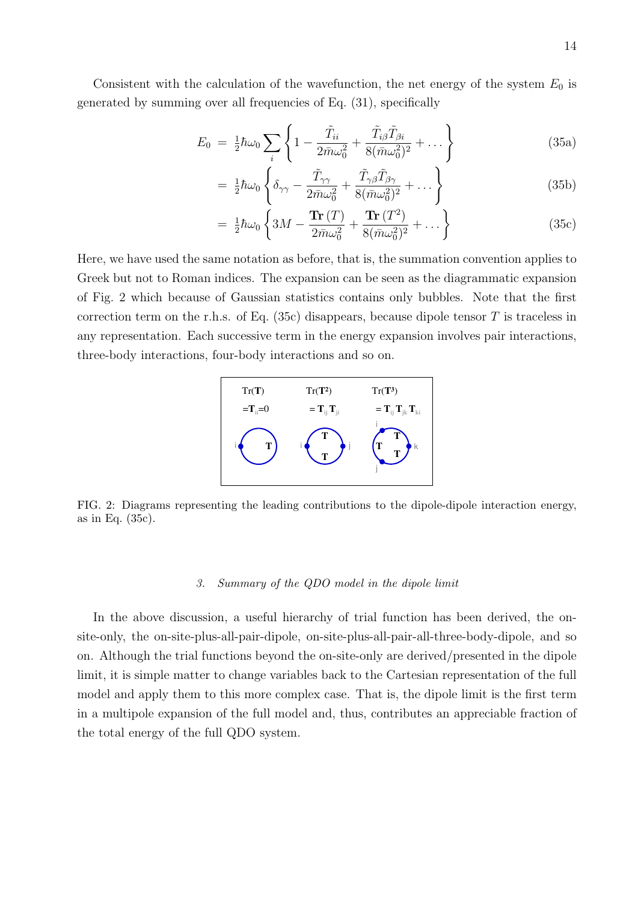Consistent with the calculation of the wavefunction, the net energy of the system $E_0$ is generated by summing over all frequencies of Eq. (31), specifically

$$E_0 = \tfrac{1}{2}\hbar\omega_0 \sum_i \left\{ 1 - \frac{\tilde{T}_{ii}}{2\bar{m}\omega_0^2} + \frac{\tilde{T}_{i\beta}\tilde{T}_{\beta i}}{8(\bar{m}\omega_0^2)^2} + \dots \right\} \tag{35a}$$

$$= \tfrac{1}{2}\hbar\omega_0 \left\{ \delta_{\gamma\gamma} - \frac{\tilde{T}_{\gamma\gamma}}{2\bar{m}\omega_0^2} + \frac{\tilde{T}_{\gamma\beta}\tilde{T}_{\beta\gamma}}{8(\bar{m}\omega_0^2)^2} + \dots \right\} \tag{35b}$$

$$= \tfrac{1}{2}\hbar\omega_0 \left\{ 3M - \frac{\mathbf{Tr}\,(T)}{2\bar{m}\omega_0^2} + \frac{\mathbf{Tr}\,(T^2)}{8(\bar{m}\omega_0^2)^2} + \dots \right\} \tag{35c}$$

Here, we have used the same notation as before, that is, the summation convention applies to Greek but not to Roman indices. The expansion can be seen as the diagrammatic expansion of Fig. 2 which because of Gaussian statistics contains only bubbles. Note that the first correction term on the r.h.s. of Eq. (35c) disappears, because dipole tensor $T$ is traceless in any representation. Each successive term in the energy expansion involves pair interactions, three-body interactions, four-body interactions and so on.

FIG. 2: Diagrams representing the leading contributions to the dipole-dipole interaction energy, as in Eq. (35c).

### *3. Summary of the QDO model in the dipole limit*

In the above discussion, a useful hierarchy of trial function has been derived, the on-site-only, the on-site-plus-all-pair-dipole, on-site-plus-all-pair-all-three-body-dipole, and so on. Although the trial functions beyond the on-site-only are derived/presented in the dipole limit, it is simple matter to change variables back to the Cartesian representation of the full model and apply them to this more complex case. That is, the dipole limit is the first term in a multipole expansion of the full model and, thus, contributes an appreciable fraction of the total energy of the full QDO system.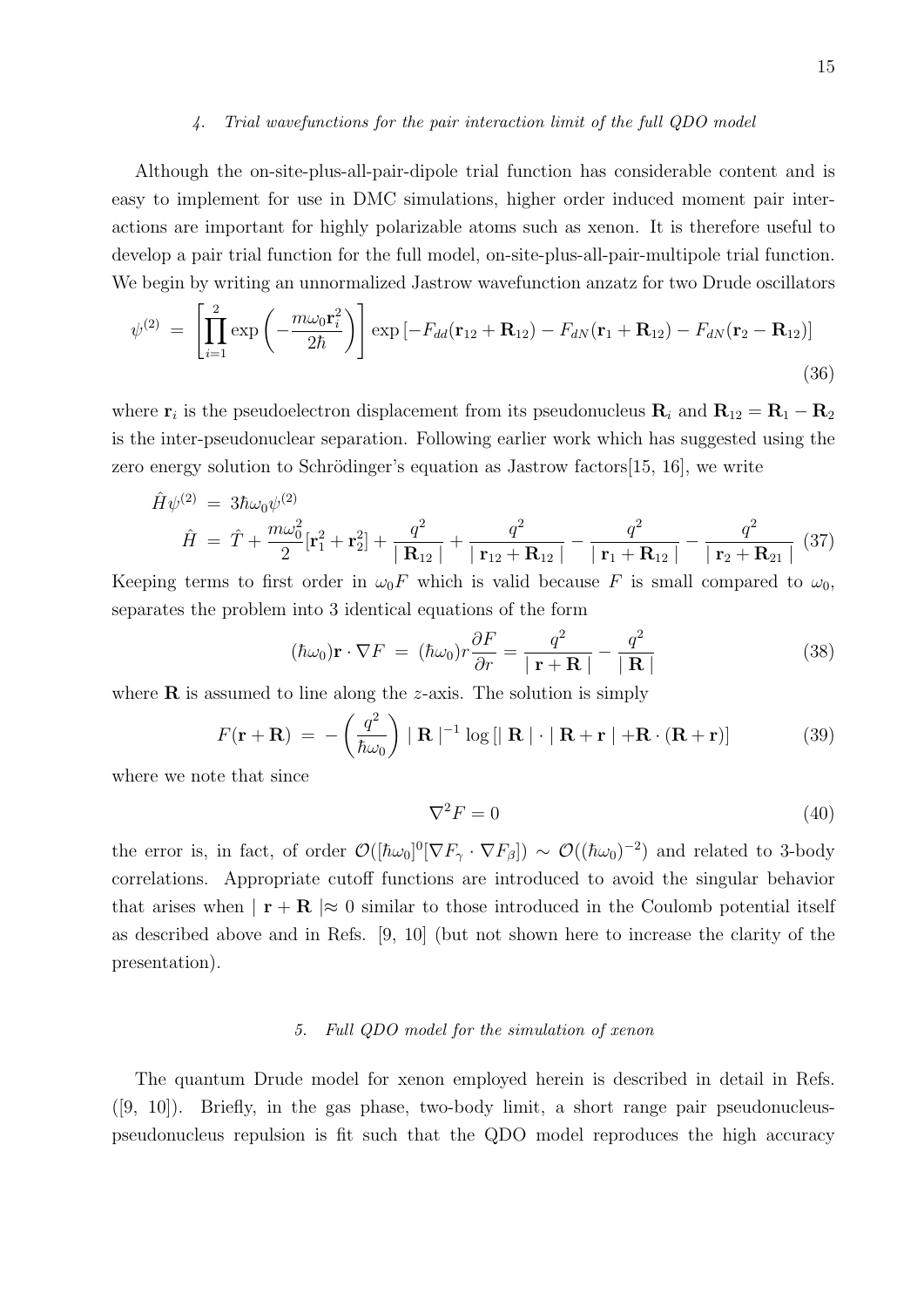#### 4. Trial wavefunctions for the pair interaction limit of the full QDO model

Although the on-site-plus-all-pair-dipole trial function has considerable content and is easy to implement for use in DMC simulations, higher order induced moment pair interactions are important for highly polarizable atoms such as xenon. It is therefore useful to develop a pair trial function for the full model, on-site-plus-all-pair-multipole trial function. We begin by writing an unnormalized Jastrow wavefunction anzatz for two Drude oscillators

$$\psi^{(2)} \;=\; \left[\prod_{i=1}^{2} \exp\left(-\frac{m\omega_0 \mathbf{r}_i^2}{2\hbar}\right)\right] \exp\left[-F_{dd}(\mathbf{r}_{12}+\mathbf{R}_{12}) - F_{dN}(\mathbf{r}_1+\mathbf{R}_{12}) - F_{dN}(\mathbf{r}_2-\mathbf{R}_{12})\right] \tag{36}$$

where $\mathbf{r}_i$ is the pseudoelectron displacement from its pseudonucleus $\mathbf{R}_i$ and $\mathbf{R}_{12} = \mathbf{R}_1 - \mathbf{R}_2$ is the inter-pseudonuclear separation. Following earlier work which has suggested using the zero energy solution to Schrödinger's equation as Jastrow factors[15, 16], we write

$$\begin{aligned}
\hat{H}\psi^{(2)} \;&=\; 3\hbar\omega_0\psi^{(2)} \\
\hat{H} \;&=\; \hat{T} + \frac{m\omega_0^2}{2}[\mathbf{r}_1^2 + \mathbf{r}_2^2] + \frac{q^2}{\mid \mathbf{R}_{12} \mid} + \frac{q^2}{\mid \mathbf{r}_{12}+\mathbf{R}_{12} \mid} - \frac{q^2}{\mid \mathbf{r}_1+\mathbf{R}_{12} \mid} - \frac{q^2}{\mid \mathbf{r}_2+\mathbf{R}_{21} \mid}
\end{aligned} \tag{37}$$

Keeping terms to first order in $\omega_0 F$ which is valid because $F$ is small compared to $\omega_0$, separates the problem into 3 identical equations of the form

$$(\hbar\omega_0)\mathbf{r}\cdot\nabla F \;=\; (\hbar\omega_0) r\frac{\partial F}{\partial r} = \frac{q^2}{\mid \mathbf{r}+\mathbf{R} \mid} - \frac{q^2}{\mid \mathbf{R} \mid} \tag{38}$$

where $\mathbf{R}$ is assumed to line along the $z$-axis. The solution is simply

$$F(\mathbf{r}+\mathbf{R}) \;=\; -\left(\frac{q^2}{\hbar\omega_0}\right) \mid \mathbf{R} \mid^{-1} \log\left[\mid \mathbf{R} \mid \cdot \mid \mathbf{R}+\mathbf{r} \mid + \mathbf{R}\cdot(\mathbf{R}+\mathbf{r})\right] \tag{39}$$

where we note that since

$$\nabla^2 F = 0 \tag{40}$$

the error is, in fact, of order $\mathcal{O}([\hbar\omega_0]^0[\nabla F_\gamma \cdot \nabla F_\beta]) \sim \mathcal{O}((\hbar\omega_0)^{-2})$ and related to 3-body correlations. Appropriate cutoff functions are introduced to avoid the singular behavior that arises when $\mid \mathbf{r}+\mathbf{R} \mid \approx 0$ similar to those introduced in the Coulomb potential itself as described above and in Refs. [9, 10] (but not shown here to increase the clarity of the presentation).

#### 5. Full QDO model for the simulation of xenon

The quantum Drude model for xenon employed herein is described in detail in Refs. ([9, 10]). Briefly, in the gas phase, two-body limit, a short range pair pseudonucleus-pseudonucleus repulsion is fit such that the QDO model reproduces the high accuracy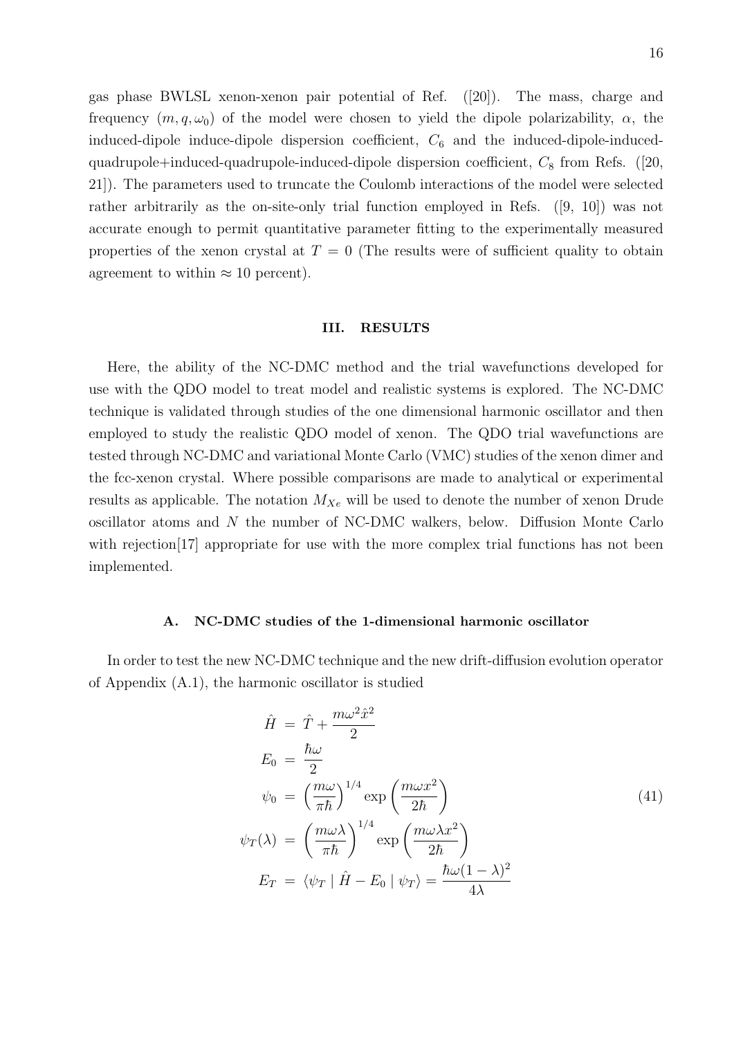gas phase BWLSL xenon-xenon pair potential of Ref. ([20]). The mass, charge and frequency $(m, q, \omega_0)$ of the model were chosen to yield the dipole polarizability, $\alpha$, the induced-dipole induce-dipole dispersion coefficient, $C_6$ and the induced-dipole-induced-quadrupole+induced-quadrupole-induced-dipole dispersion coefficient, $C_8$ from Refs. ([20, 21]). The parameters used to truncate the Coulomb interactions of the model were selected rather arbitrarily as the on-site-only trial function employed in Refs. ([9, 10]) was not accurate enough to permit quantitative parameter fitting to the experimentally measured properties of the xenon crystal at $T = 0$ (The results were of sufficient quality to obtain agreement to within $\approx 10$ percent).

## III. RESULTS

Here, the ability of the NC-DMC method and the trial wavefunctions developed for use with the QDO model to treat model and realistic systems is explored. The NC-DMC technique is validated through studies of the one dimensional harmonic oscillator and then employed to study the realistic QDO model of xenon. The QDO trial wavefunctions are tested through NC-DMC and variational Monte Carlo (VMC) studies of the xenon dimer and the fcc-xenon crystal. Where possible comparisons are made to analytical or experimental results as applicable. The notation $M_{Xe}$ will be used to denote the number of xenon Drude oscillator atoms and $N$ the number of NC-DMC walkers, below. Diffusion Monte Carlo with rejection[17] appropriate for use with the more complex trial functions has not been implemented.

### A. NC-DMC studies of the 1-dimensional harmonic oscillator

In order to test the new NC-DMC technique and the new drift-diffusion evolution operator of Appendix (A.1), the harmonic oscillator is studied

$$
\begin{aligned}
\hat{H} &= \hat{T} + \frac{m\omega^2 \hat{x}^2}{2} \\
E_0 &= \frac{\hbar\omega}{2} \\
\psi_0 &= \left(\frac{m\omega}{\pi\hbar}\right)^{1/4} \exp\left(\frac{m\omega x^2}{2\hbar}\right) \\
\psi_T(\lambda) &= \left(\frac{m\omega\lambda}{\pi\hbar}\right)^{1/4} \exp\left(\frac{m\omega\lambda x^2}{2\hbar}\right) \\
E_T &= \langle \psi_T \mid \hat{H} - E_0 \mid \psi_T \rangle = \frac{\hbar\omega(1-\lambda)^2}{4\lambda}
\end{aligned}
\tag{41}
$$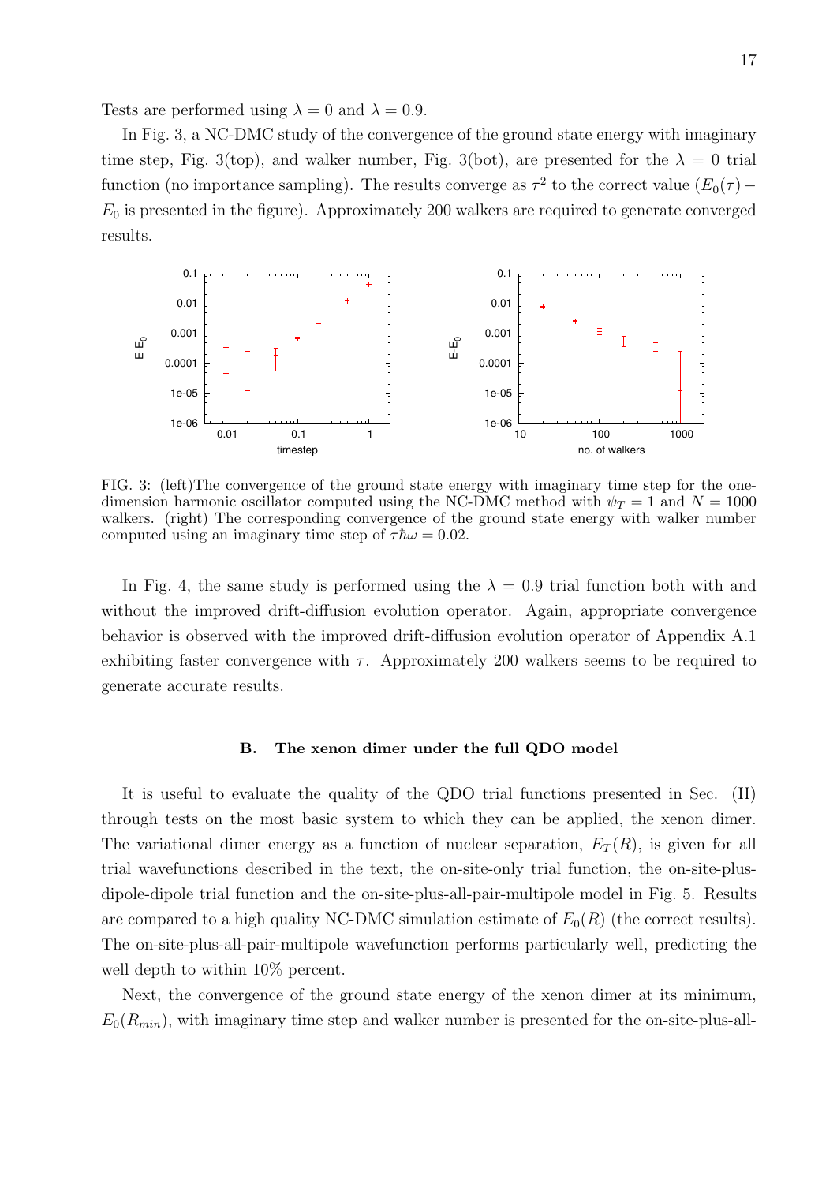Tests are performed using $\lambda = 0$ and $\lambda = 0.9$.

In Fig. 3, a NC-DMC study of the convergence of the ground state energy with imaginary time step, Fig. 3(top), and walker number, Fig. 3(bot), are presented for the $\lambda = 0$ trial function (no importance sampling). The results converge as $\tau^2$ to the correct value ($E_0(\tau) - E_0$ is presented in the figure). Approximately 200 walkers are required to generate converged results.

FIG. 3: (left)The convergence of the ground state energy with imaginary time step for the one-dimension harmonic oscillator computed using the NC-DMC method with $\psi_T = 1$ and $N = 1000$ walkers. (right) The corresponding convergence of the ground state energy with walker number computed using an imaginary time step of $\tau\hbar\omega = 0.02$.

In Fig. 4, the same study is performed using the $\lambda = 0.9$ trial function both with and without the improved drift-diffusion evolution operator. Again, appropriate convergence behavior is observed with the improved drift-diffusion evolution operator of Appendix A.1 exhibiting faster convergence with $\tau$. Approximately 200 walkers seems to be required to generate accurate results.

### B. The xenon dimer under the full QDO model

It is useful to evaluate the quality of the QDO trial functions presented in Sec. (II) through tests on the most basic system to which they can be applied, the xenon dimer. The variational dimer energy as a function of nuclear separation, $E_T(R)$, is given for all trial wavefunctions described in the text, the on-site-only trial function, the on-site-plus-dipole-dipole trial function and the on-site-plus-all-pair-multipole model in Fig. 5. Results are compared to a high quality NC-DMC simulation estimate of $E_0(R)$ (the correct results). The on-site-plus-all-pair-multipole wavefunction performs particularly well, predicting the well depth to within 10% percent.

Next, the convergence of the ground state energy of the xenon dimer at its minimum, $E_0(R_{min})$, with imaginary time step and walker number is presented for the on-site-plus-all-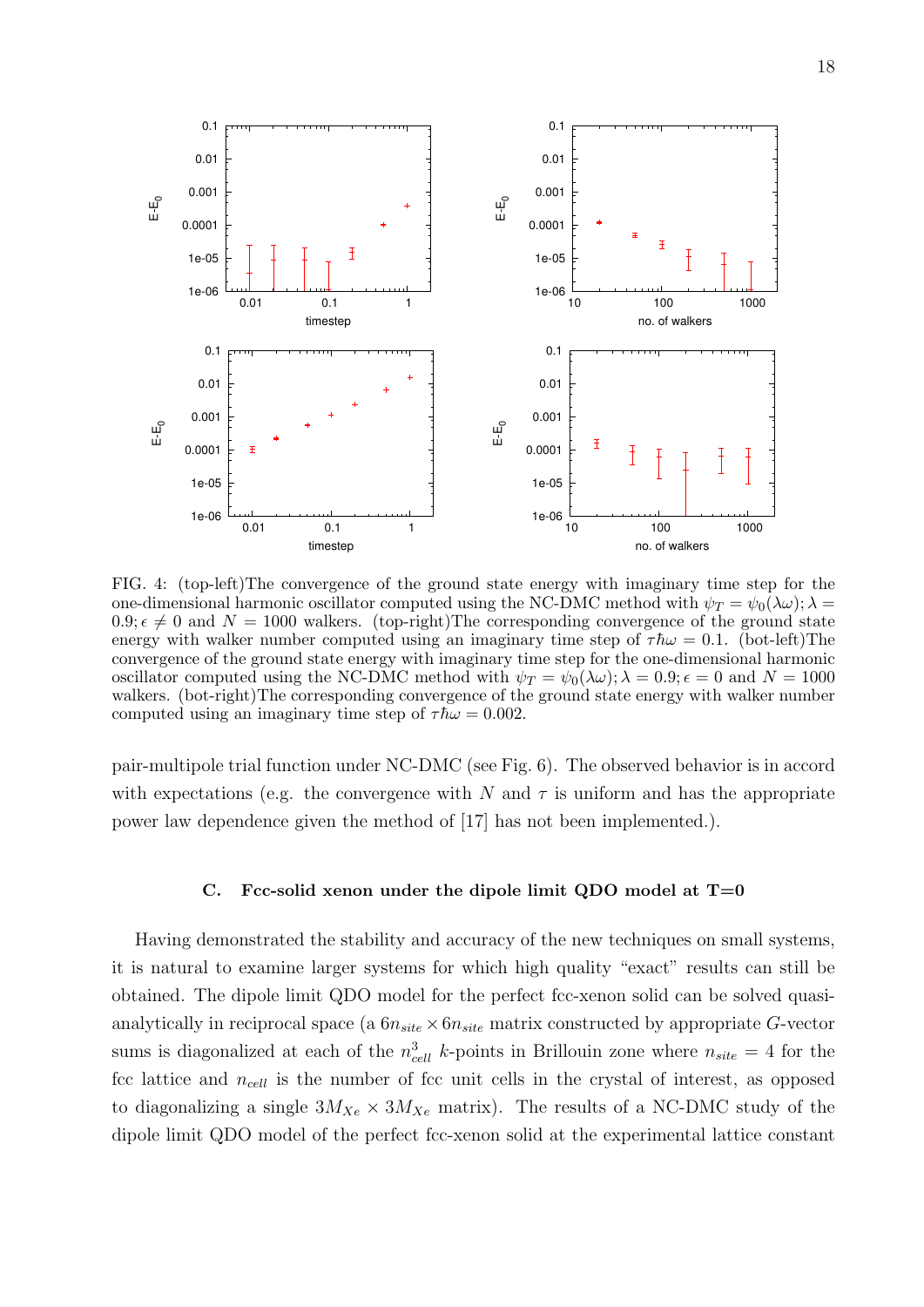FIG. 4: (top-left)The convergence of the ground state energy with imaginary time step for the one-dimensional harmonic oscillator computed using the NC-DMC method with $\psi_T = \psi_0(\lambda\omega); \lambda = 0.9; \epsilon \neq 0$ and $N = 1000$ walkers. (top-right)The corresponding convergence of the ground state energy with walker number computed using an imaginary time step of $\tau\hbar\omega = 0.1$. (bot-left)The convergence of the ground state energy with imaginary time step for the one-dimensional harmonic oscillator computed using the NC-DMC method with $\psi_T = \psi_0(\lambda\omega); \lambda = 0.9; \epsilon = 0$ and $N = 1000$ walkers. (bot-right)The corresponding convergence of the ground state energy with walker number computed using an imaginary time step of $\tau\hbar\omega = 0.002$.

pair-multipole trial function under NC-DMC (see Fig. 6). The observed behavior is in accord with expectations (e.g. the convergence with $N$ and $\tau$ is uniform and has the appropriate power law dependence given the method of [17] has not been implemented.).

### C. Fcc-solid xenon under the dipole limit QDO model at T=0

Having demonstrated the stability and accuracy of the new techniques on small systems, it is natural to examine larger systems for which high quality "exact" results can still be obtained. The dipole limit QDO model for the perfect fcc-xenon solid can be solved quasi-analytically in reciprocal space (a $6n_{site} \times 6n_{site}$ matrix constructed by appropriate $G$-vector sums is diagonalized at each of the $n_{cell}^3$ $k$-points in Brillouin zone where $n_{site} = 4$ for the fcc lattice and $n_{cell}$ is the number of fcc unit cells in the crystal of interest, as opposed to diagonalizing a single $3M_{Xe} \times 3M_{Xe}$ matrix). The results of a NC-DMC study of the dipole limit QDO model of the perfect fcc-xenon solid at the experimental lattice constant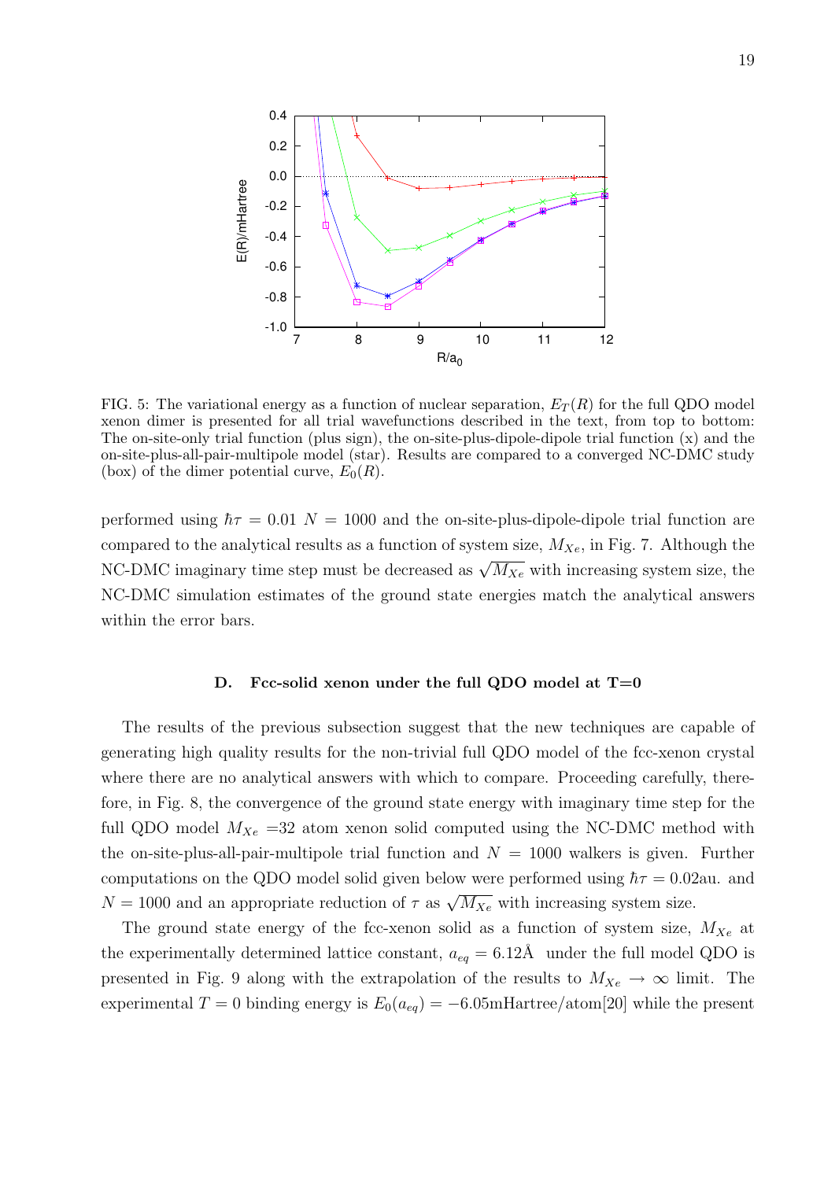FIG. 5: The variational energy as a function of nuclear separation, $E_T(R)$ for the full QDO model xenon dimer is presented for all trial wavefunctions described in the text, from top to bottom: The on-site-only trial function (plus sign), the on-site-plus-dipole-dipole trial function (x) and the on-site-plus-all-pair-multipole model (star). Results are compared to a converged NC-DMC study (box) of the dimer potential curve, $E_0(R)$.

performed using $\hbar\tau = 0.01$ $N = 1000$ and the on-site-plus-dipole-dipole trial function are compared to the analytical results as a function of system size, $M_{Xe}$, in Fig. 7. Although the NC-DMC imaginary time step must be decreased as $\sqrt{M_{Xe}}$ with increasing system size, the NC-DMC simulation estimates of the ground state energies match the analytical answers within the error bars.

### D. Fcc-solid xenon under the full QDO model at T=0

The results of the previous subsection suggest that the new techniques are capable of generating high quality results for the non-trivial full QDO model of the fcc-xenon crystal where there are no analytical answers with which to compare. Proceeding carefully, therefore, in Fig. 8, the convergence of the ground state energy with imaginary time step for the full QDO model $M_{Xe}$ =32 atom xenon solid computed using the NC-DMC method with the on-site-plus-all-pair-multipole trial function and $N = 1000$ walkers is given. Further computations on the QDO model solid given below were performed using $\hbar\tau = 0.02$au. and $N = 1000$ and an appropriate reduction of $\tau$ as $\sqrt{M_{Xe}}$ with increasing system size.

The ground state energy of the fcc-xenon solid as a function of system size, $M_{Xe}$ at the experimentally determined lattice constant, $a_{eq} = 6.12$Å under the full model QDO is presented in Fig. 9 along with the extrapolation of the results to $M_{Xe} \to \infty$ limit. The experimental $T = 0$ binding energy is $E_0(a_{eq}) = -6.05$mHartree/atom[20] while the present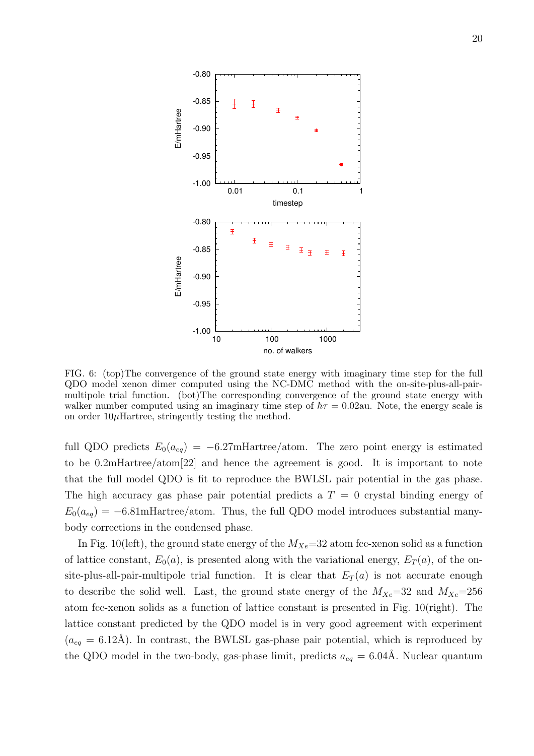FIG. 6: (top)The convergence of the ground state energy with imaginary time step for the full QDO model xenon dimer computed using the NC-DMC method with the on-site-plus-all-pair-multipole trial function. (bot)The corresponding convergence of the ground state energy with walker number computed using an imaginary time step of $\hbar\tau = 0.02$au. Note, the energy scale is on order 10$\mu$Hartree, stringently testing the method.

full QDO predicts $E_0(a_{eq}) = -6.27$mHartree/atom. The zero point energy is estimated to be 0.2mHartree/atom[22] and hence the agreement is good. It is important to note that the full model QDO is fit to reproduce the BWLSL pair potential in the gas phase. The high accuracy gas phase pair potential predicts a $T = 0$ crystal binding energy of $E_0(a_{eq}) = -6.81$mHartree/atom. Thus, the full QDO model introduces substantial many-body corrections in the condensed phase.

In Fig. 10(left), the ground state energy of the $M_{Xe}$=32 atom fcc-xenon solid as a function of lattice constant, $E_0(a)$, is presented along with the variational energy, $E_T(a)$, of the on-site-plus-all-pair-multipole trial function. It is clear that $E_T(a)$ is not accurate enough to describe the solid well. Last, the ground state energy of the $M_{Xe}$=32 and $M_{Xe}$=256 atom fcc-xenon solids as a function of lattice constant is presented in Fig. 10(right). The lattice constant predicted by the QDO model is in very good agreement with experiment ($a_{eq}$ = 6.12Å). In contrast, the BWLSL gas-phase pair potential, which is reproduced by the QDO model in the two-body, gas-phase limit, predicts $a_{eq}$ = 6.04Å. Nuclear quantum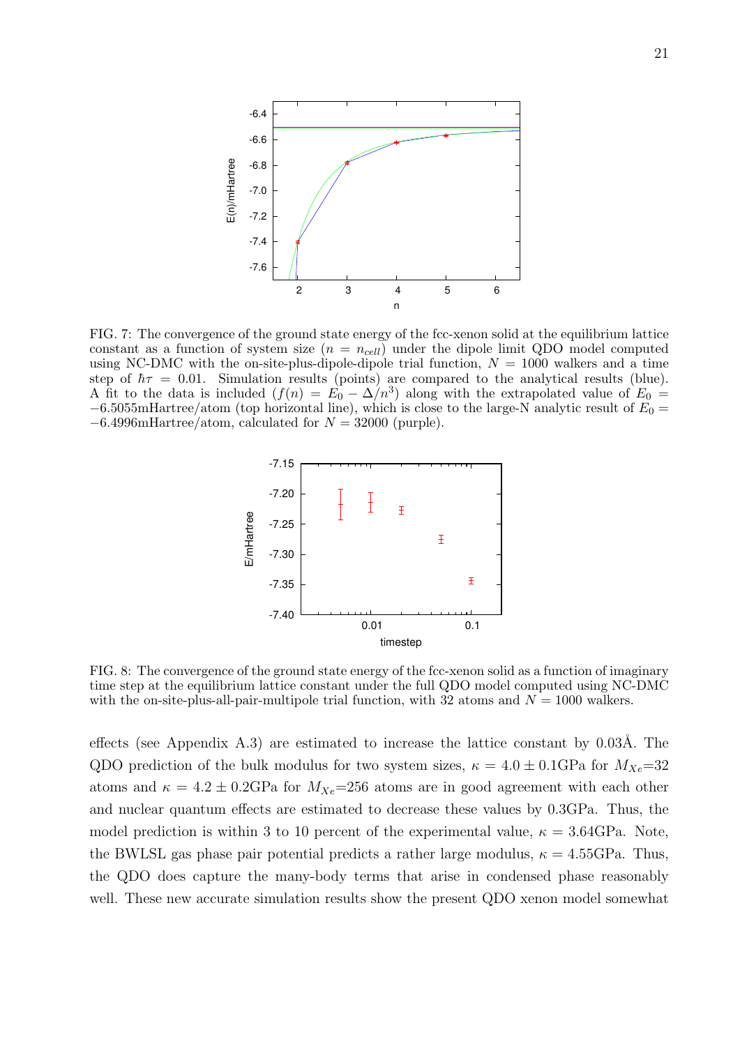FIG. 7: The convergence of the ground state energy of the fcc-xenon solid at the equilibrium lattice constant as a function of system size ($n = n_{cell}$) under the dipole limit QDO model computed using NC-DMC with the on-site-plus-dipole-dipole trial function, $N = 1000$ walkers and a time step of $\hbar\tau = 0.01$. Simulation results (points) are compared to the analytical results (blue). A fit to the data is included ($f(n) = E_0 - \Delta/n^3$) along with the extrapolated value of $E_0 = -6.5055$mHartree/atom (top horizontal line), which is close to the large-N analytic result of $E_0 = -6.4996$mHartree/atom, calculated for $N = 32000$ (purple).

FIG. 8: The convergence of the ground state energy of the fcc-xenon solid as a function of imaginary time step at the equilibrium lattice constant under the full QDO model computed using NC-DMC with the on-site-plus-all-pair-multipole trial function, with 32 atoms and $N = 1000$ walkers.

effects (see Appendix A.3) are estimated to increase the lattice constant by 0.03Å. The QDO prediction of the bulk modulus for two system sizes, $\kappa = 4.0 \pm 0.1$GPa for $M_{Xe}$=32 atoms and $\kappa = 4.2 \pm 0.2$GPa for $M_{Xe}$=256 atoms are in good agreement with each other and nuclear quantum effects are estimated to decrease these values by 0.3GPa. Thus, the model prediction is within 3 to 10 percent of the experimental value, $\kappa = 3.64$GPa. Note, the BWLSL gas phase pair potential predicts a rather large modulus, $\kappa = 4.55$GPa. Thus, the QDO does capture the many-body terms that arise in condensed phase reasonably well. These new accurate simulation results show the present QDO xenon model somewhat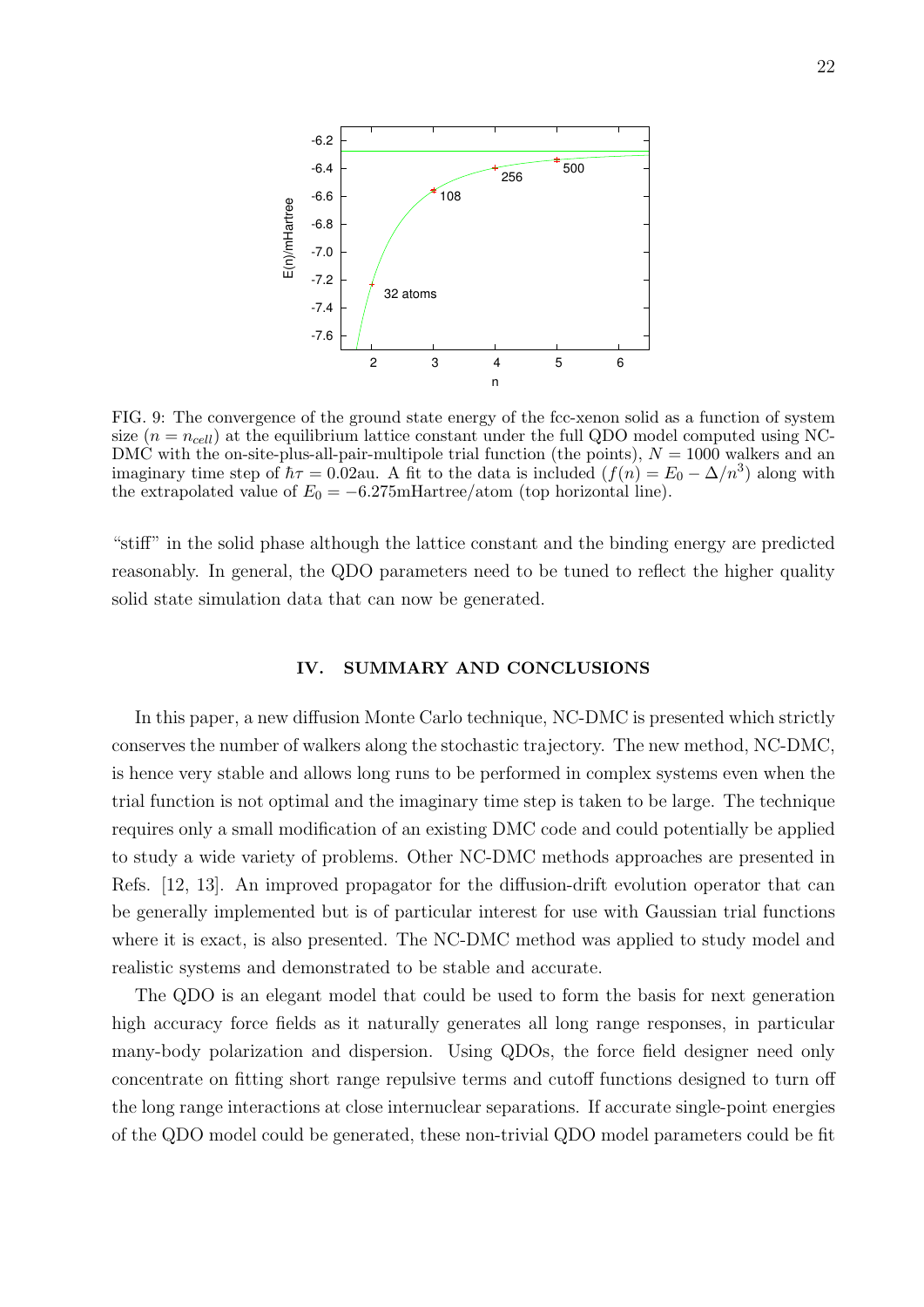FIG. 9: The convergence of the ground state energy of the fcc-xenon solid as a function of system size ($n = n_{cell}$) at the equilibrium lattice constant under the full QDO model computed using NC-DMC with the on-site-plus-all-pair-multipole trial function (the points), $N = 1000$ walkers and an imaginary time step of $\hbar\tau = 0.02$au. A fit to the data is included ($f(n) = E_0 - \Delta/n^3$) along with the extrapolated value of $E_0 = -6.275$mHartree/atom (top horizontal line).

"stiff" in the solid phase although the lattice constant and the binding energy are predicted reasonably. In general, the QDO parameters need to be tuned to reflect the higher quality solid state simulation data that can now be generated.

## IV. SUMMARY AND CONCLUSIONS

In this paper, a new diffusion Monte Carlo technique, NC-DMC is presented which strictly conserves the number of walkers along the stochastic trajectory. The new method, NC-DMC, is hence very stable and allows long runs to be performed in complex systems even when the trial function is not optimal and the imaginary time step is taken to be large. The technique requires only a small modification of an existing DMC code and could potentially be applied to study a wide variety of problems. Other NC-DMC methods approaches are presented in Refs. [12, 13]. An improved propagator for the diffusion-drift evolution operator that can be generally implemented but is of particular interest for use with Gaussian trial functions where it is exact, is also presented. The NC-DMC method was applied to study model and realistic systems and demonstrated to be stable and accurate.

The QDO is an elegant model that could be used to form the basis for next generation high accuracy force fields as it naturally generates all long range responses, in particular many-body polarization and dispersion. Using QDOs, the force field designer need only concentrate on fitting short range repulsive terms and cutoff functions designed to turn off the long range interactions at close internuclear separations. If accurate single-point energies of the QDO model could be generated, these non-trivial QDO model parameters could be fit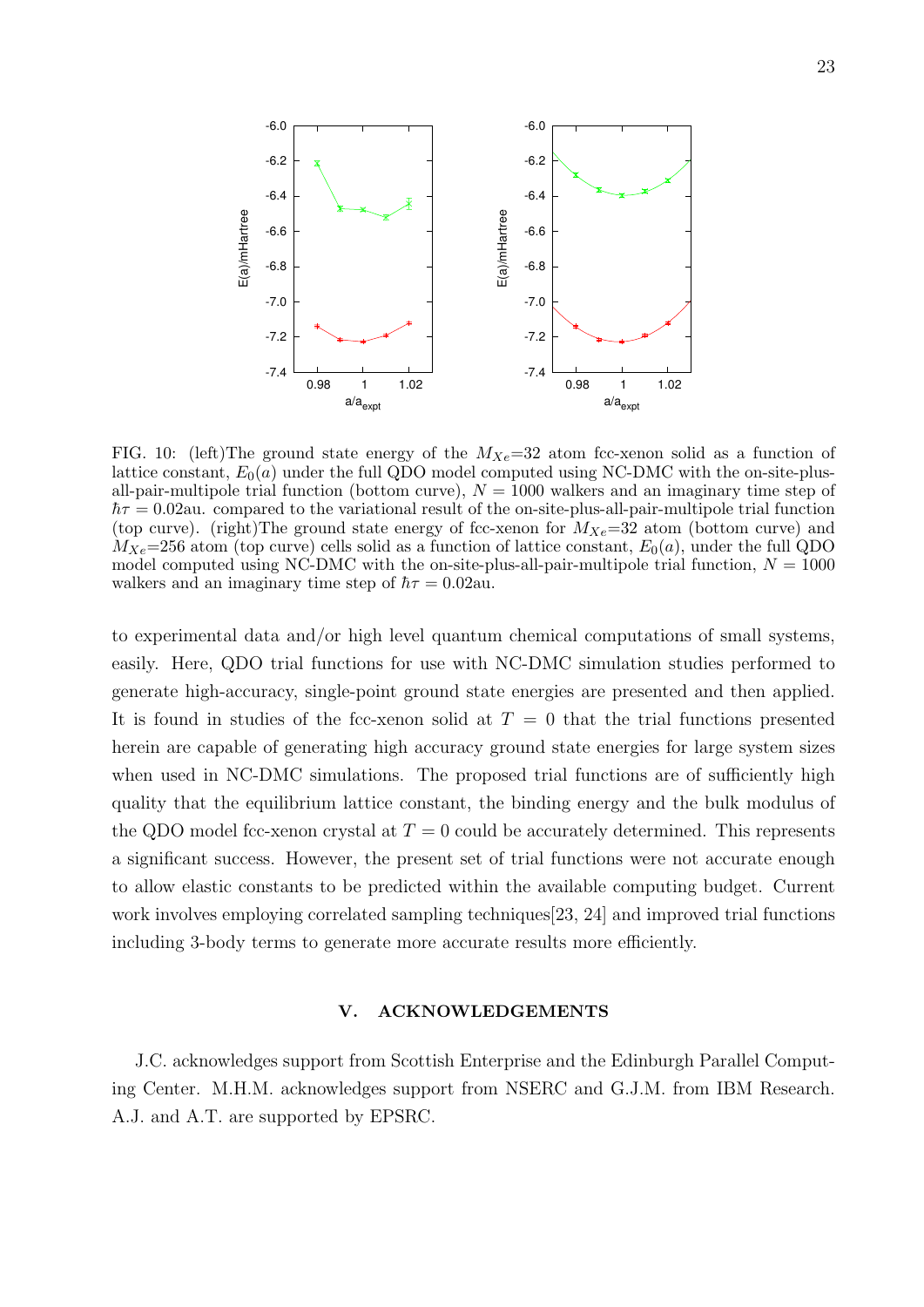FIG. 10: (left)The ground state energy of the $M_{Xe}$=32 atom fcc-xenon solid as a function of lattice constant, $E_0(a)$ under the full QDO model computed using NC-DMC with the on-site-plus-all-pair-multipole trial function (bottom curve), $N = 1000$ walkers and an imaginary time step of $\hbar\tau = 0.02$au. compared to the variational result of the on-site-plus-all-pair-multipole trial function (top curve). (right)The ground state energy of fcc-xenon for $M_{Xe}$=32 atom (bottom curve) and $M_{Xe}$=256 atom (top curve) cells solid as a function of lattice constant, $E_0(a)$, under the full QDO model computed using NC-DMC with the on-site-plus-all-pair-multipole trial function, $N = 1000$ walkers and an imaginary time step of $\hbar\tau = 0.02$au.

to experimental data and/or high level quantum chemical computations of small systems, easily. Here, QDO trial functions for use with NC-DMC simulation studies performed to generate high-accuracy, single-point ground state energies are presented and then applied. It is found in studies of the fcc-xenon solid at $T = 0$ that the trial functions presented herein are capable of generating high accuracy ground state energies for large system sizes when used in NC-DMC simulations. The proposed trial functions are of sufficiently high quality that the equilibrium lattice constant, the binding energy and the bulk modulus of the QDO model fcc-xenon crystal at $T = 0$ could be accurately determined. This represents a significant success. However, the present set of trial functions were not accurate enough to allow elastic constants to be predicted within the available computing budget. Current work involves employing correlated sampling techniques[23, 24] and improved trial functions including 3-body terms to generate more accurate results more efficiently.

## V. ACKNOWLEDGEMENTS

J.C. acknowledges support from Scottish Enterprise and the Edinburgh Parallel Computing Center. M.H.M. acknowledges support from NSERC and G.J.M. from IBM Research. A.J. and A.T. are supported by EPSRC.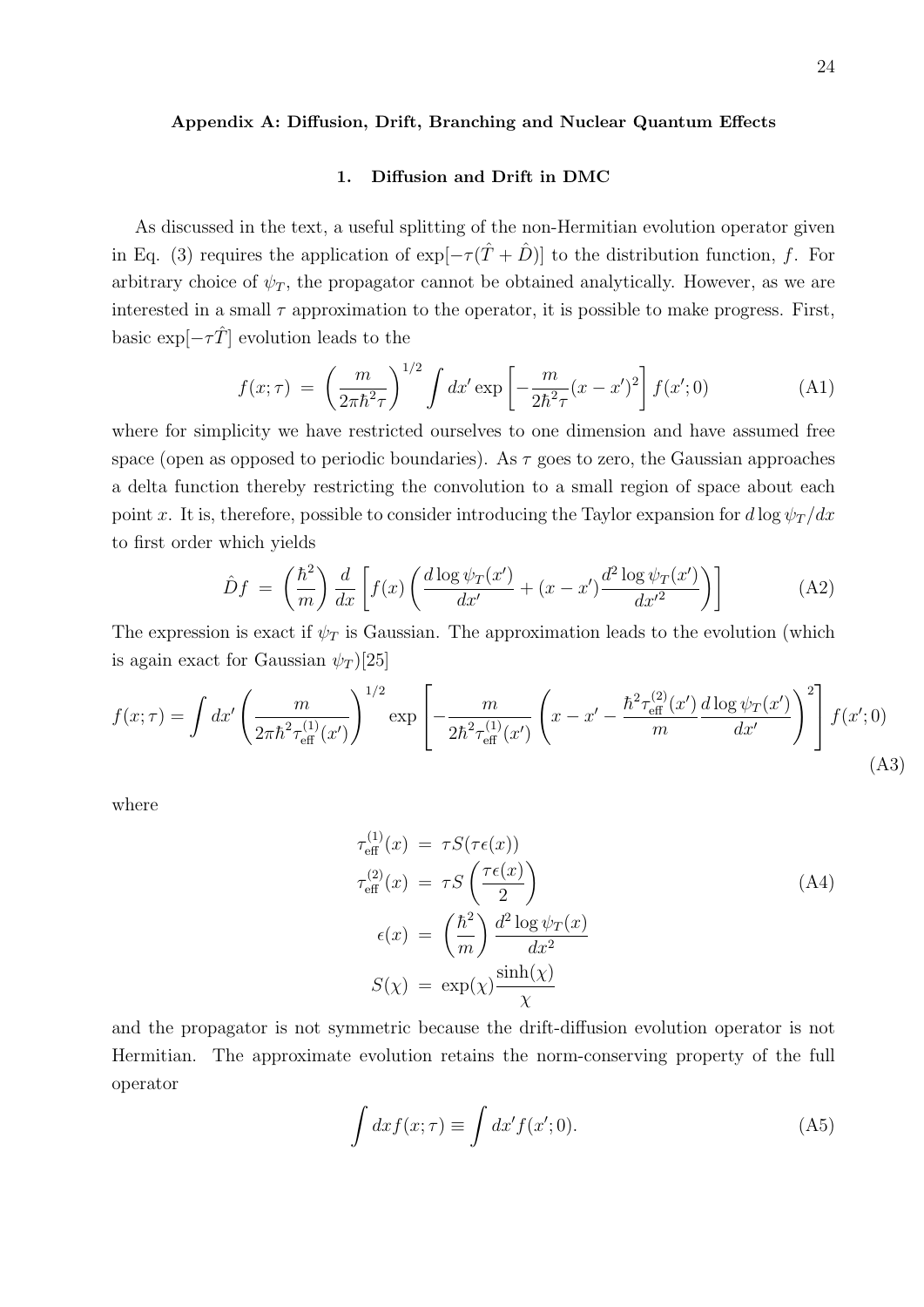## Appendix A: Diffusion, Drift, Branching and Nuclear Quantum Effects

### 1. Diffusion and Drift in DMC

As discussed in the text, a useful splitting of the non-Hermitian evolution operator given in Eq. (3) requires the application of $\exp[-\tau(\hat{T}+\hat{D})]$ to the distribution function, $f$. For arbitrary choice of $\psi_T$, the propagator cannot be obtained analytically. However, as we are interested in a small $\tau$ approximation to the operator, it is possible to make progress. First, basic $\exp[-\tau\hat{T}]$ evolution leads to the

$$f(x;\tau) \;=\; \left(\frac{m}{2\pi\hbar^2\tau}\right)^{1/2}\int dx'\exp\left[-\frac{m}{2\hbar^2\tau}(x-x')^2\right]f(x';0) \tag{A1}$$

where for simplicity we have restricted ourselves to one dimension and have assumed free space (open as opposed to periodic boundaries). As $\tau$ goes to zero, the Gaussian approaches a delta function thereby restricting the convolution to a small region of space about each point $x$. It is, therefore, possible to consider introducing the Taylor expansion for $d\log\psi_T/dx$ to first order which yields

$$\hat{D}f \;=\; \left(\frac{\hbar^2}{m}\right)\frac{d}{dx}\left[f(x)\left(\frac{d\log\psi_T(x')}{dx'}+(x-x')\frac{d^2\log\psi_T(x')}{dx'^2}\right)\right] \tag{A2}$$

The expression is exact if $\psi_T$ is Gaussian. The approximation leads to the evolution (which is again exact for Gaussian $\psi_T$)[25]

$$f(x;\tau)=\int dx'\left(\frac{m}{2\pi\hbar^2\tau_{\rm eff}^{(1)}(x')}\right)^{1/2}\exp\left[-\frac{m}{2\hbar^2\tau_{\rm eff}^{(1)}(x')}\left(x-x'-\frac{\hbar^2\tau_{\rm eff}^{(2)}(x')}{m}\frac{d\log\psi_T(x')}{dx'}\right)^2\right]f(x';0) \tag{A3}$$

where

$$\begin{aligned}
\tau_{\rm eff}^{(1)}(x) \;&=\; \tau S(\tau\epsilon(x))\\
\tau_{\rm eff}^{(2)}(x) \;&=\; \tau S\left(\frac{\tau\epsilon(x)}{2}\right)\\
\epsilon(x) \;&=\; \left(\frac{\hbar^2}{m}\right)\frac{d^2\log\psi_T(x)}{dx^2}\\
S(\chi) \;&=\; \exp(\chi)\frac{\sinh(\chi)}{\chi}
\end{aligned} \tag{A4}$$

and the propagator is not symmetric because the drift-diffusion evolution operator is not Hermitian. The approximate evolution retains the norm-conserving property of the full operator

$$\int dx f(x;\tau)\equiv\int dx' f(x';0). \tag{A5}$$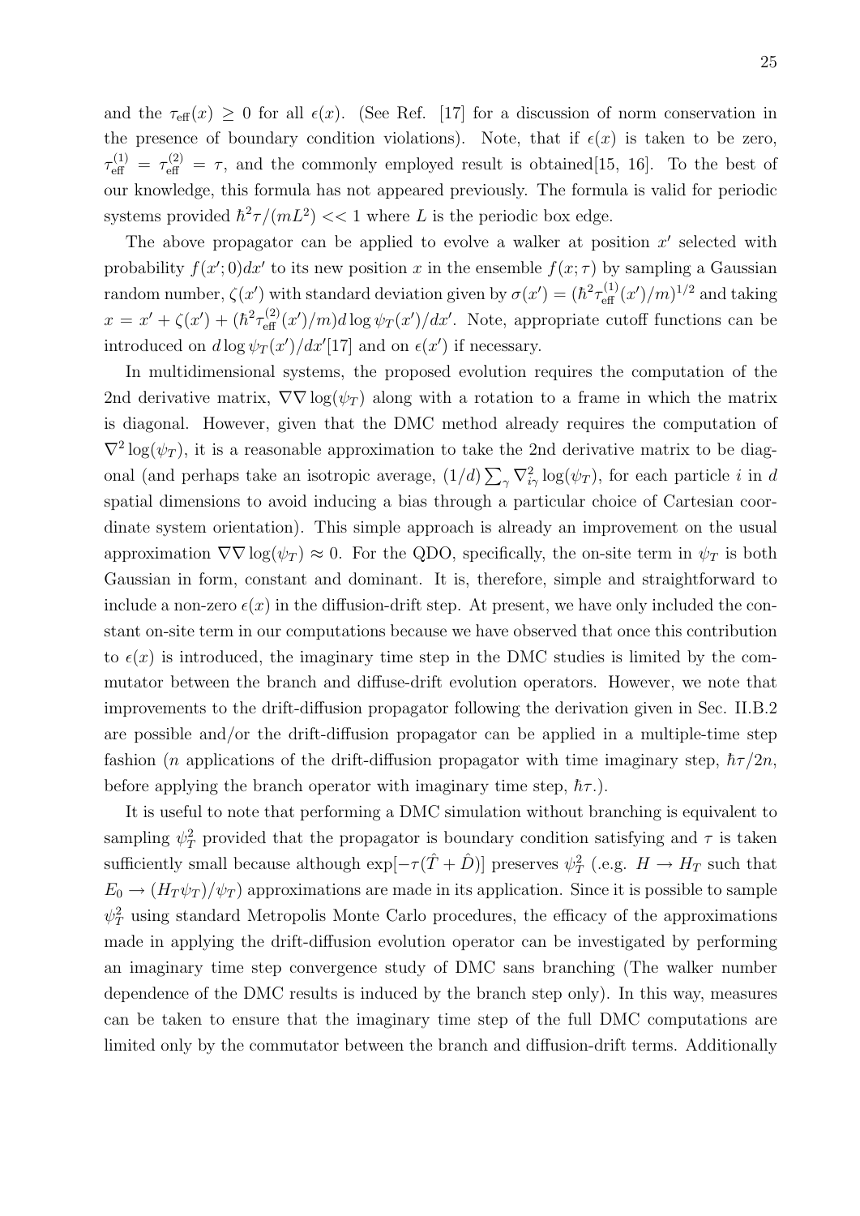and the $\tau_{\rm eff}(x) \geq 0$ for all $\epsilon(x)$. (See Ref. [17] for a discussion of norm conservation in the presence of boundary condition violations). Note, that if $\epsilon(x)$ is taken to be zero, $\tau_{\rm eff}^{(1)} = \tau_{\rm eff}^{(2)} = \tau$, and the commonly employed result is obtained[15, 16]. To the best of our knowledge, this formula has not appeared previously. The formula is valid for periodic systems provided $\hbar^2\tau/(mL^2) << 1$ where $L$ is the periodic box edge.

The above propagator can be applied to evolve a walker at position $x'$ selected with probability $f(x';0)dx'$ to its new position $x$ in the ensemble $f(x;\tau)$ by sampling a Gaussian random number, $\zeta(x')$ with standard deviation given by $\sigma(x') = (\hbar^2\tau_{\rm eff}^{(1)}(x')/m)^{1/2}$ and taking $x = x' + \zeta(x') + (\hbar^2\tau_{\rm eff}^{(2)}(x')/m)d\log\psi_T(x')/dx'$. Note, appropriate cutoff functions can be introduced on $d\log\psi_T(x')/dx'$[17] and on $\epsilon(x')$ if necessary.

In multidimensional systems, the proposed evolution requires the computation of the 2nd derivative matrix, $\nabla\nabla\log(\psi_T)$ along with a rotation to a frame in which the matrix is diagonal. However, given that the DMC method already requires the computation of $\nabla^2\log(\psi_T)$, it is a reasonable approximation to take the 2nd derivative matrix to be diagonal (and perhaps take an isotropic average, $(1/d)\sum_\gamma \nabla_{i\gamma}^2\log(\psi_T)$, for each particle $i$ in $d$ spatial dimensions to avoid inducing a bias through a particular choice of Cartesian coordinate system orientation). This simple approach is already an improvement on the usual approximation $\nabla\nabla\log(\psi_T) \approx 0$. For the QDO, specifically, the on-site term in $\psi_T$ is both Gaussian in form, constant and dominant. It is, therefore, simple and straightforward to include a non-zero $\epsilon(x)$ in the diffusion-drift step. At present, we have only included the constant on-site term in our computations because we have observed that once this contribution to $\epsilon(x)$ is introduced, the imaginary time step in the DMC studies is limited by the commutator between the branch and diffuse-drift evolution operators. However, we note that improvements to the drift-diffusion propagator following the derivation given in Sec. II.B.2 are possible and/or the drift-diffusion propagator can be applied in a multiple-time step fashion ($n$ applications of the drift-diffusion propagator with time imaginary step, $\hbar\tau/2n$, before applying the branch operator with imaginary time step, $\hbar\tau$.).

It is useful to note that performing a DMC simulation without branching is equivalent to sampling $\psi_T^2$ provided that the propagator is boundary condition satisfying and $\tau$ is taken sufficiently small because although $\exp[-\tau(\hat{T}+\hat{D})]$ preserves $\psi_T^2$ (.e.g. $H \to H_T$ such that $E_0 \to (H_T\psi_T)/\psi_T$) approximations are made in its application. Since it is possible to sample $\psi_T^2$ using standard Metropolis Monte Carlo procedures, the efficacy of the approximations made in applying the drift-diffusion evolution operator can be investigated by performing an imaginary time step convergence study of DMC sans branching (The walker number dependence of the DMC results is induced by the branch step only). In this way, measures can be taken to ensure that the imaginary time step of the full DMC computations are limited only by the commutator between the branch and diffusion-drift terms. Additionally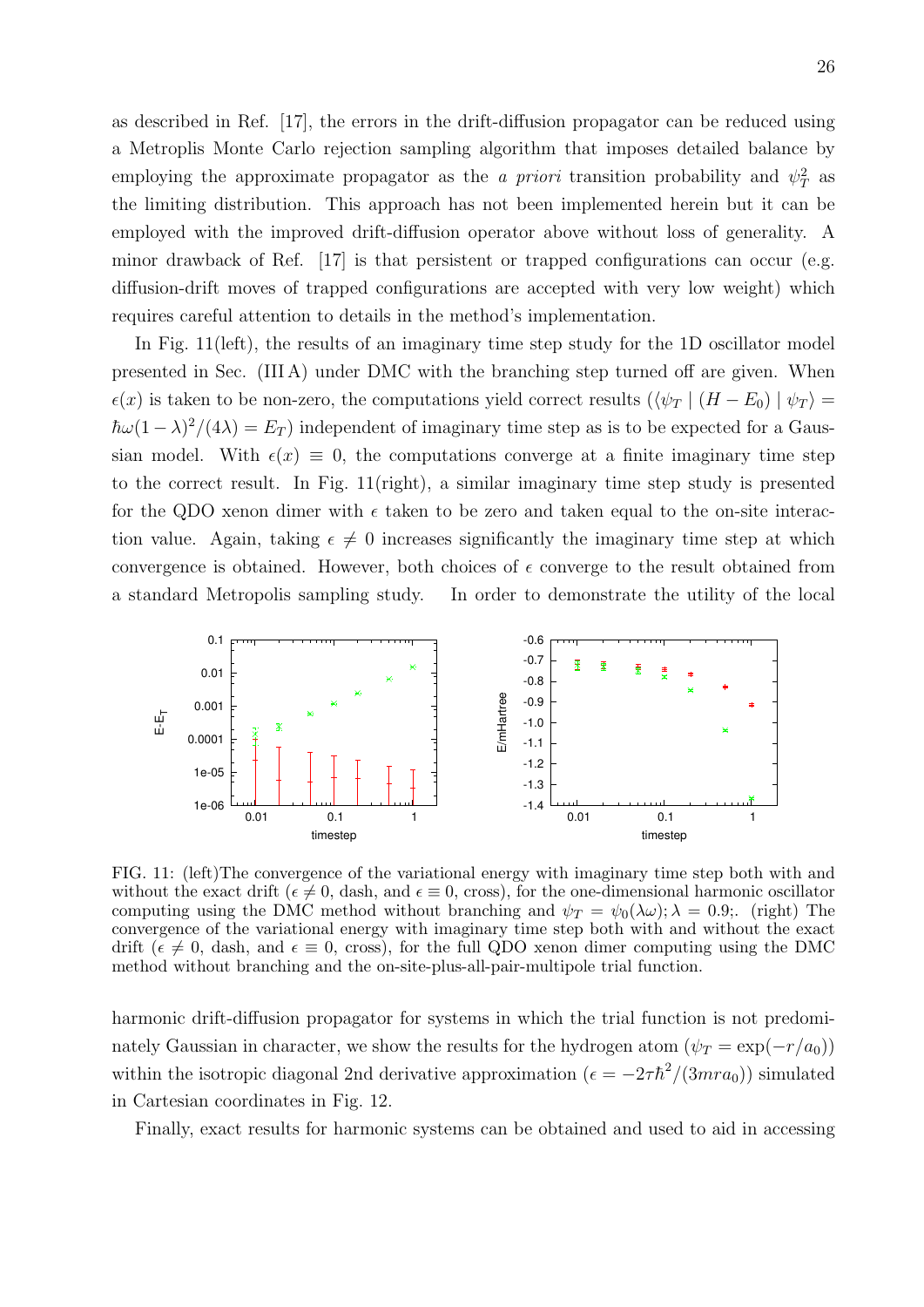as described in Ref. [17], the errors in the drift-diffusion propagator can be reduced using a Metroplis Monte Carlo rejection sampling algorithm that imposes detailed balance by employing the approximate propagator as the *a priori* transition probability and $\psi_T^2$ as the limiting distribution. This approach has not been implemented herein but it can be employed with the improved drift-diffusion operator above without loss of generality. A minor drawback of Ref. [17] is that persistent or trapped configurations can occur (e.g. diffusion-drift moves of trapped configurations are accepted with very low weight) which requires careful attention to details in the method's implementation.

In Fig. 11(left), the results of an imaginary time step study for the 1D oscillator model presented in Sec. (III A) under DMC with the branching step turned off are given. When $\epsilon(x)$ is taken to be non-zero, the computations yield correct results ($\langle\psi_T \mid (H - E_0) \mid \psi_T\rangle = \hbar\omega(1-\lambda)^2/(4\lambda) = E_T$) independent of imaginary time step as is to be expected for a Gaussian model. With $\epsilon(x) \equiv 0$, the computations converge at a finite imaginary time step to the correct result. In Fig. 11(right), a similar imaginary time step study is presented for the QDO xenon dimer with $\epsilon$ taken to be zero and taken equal to the on-site interaction value. Again, taking $\epsilon \neq 0$ increases significantly the imaginary time step at which convergence is obtained. However, both choices of $\epsilon$ converge to the result obtained from a standard Metropolis sampling study. In order to demonstrate the utility of the local

FIG. 11: (left)The convergence of the variational energy with imaginary time step both with and without the exact drift ($\epsilon \neq 0$, dash, and $\epsilon \equiv 0$, cross), for the one-dimensional harmonic oscillator computing using the DMC method without branching and $\psi_T = \psi_0(\lambda\omega); \lambda = 0.9$;. (right) The convergence of the variational energy with imaginary time step both with and without the exact drift ($\epsilon \neq 0$, dash, and $\epsilon \equiv 0$, cross), for the full QDO xenon dimer computing using the DMC method without branching and the on-site-plus-all-pair-multipole trial function.

harmonic drift-diffusion propagator for systems in which the trial function is not predominately Gaussian in character, we show the results for the hydrogen atom ($\psi_T = \exp(-r/a_0)$) within the isotropic diagonal 2nd derivative approximation ($\epsilon = -2\tau\hbar^2/(3mra_0)$) simulated in Cartesian coordinates in Fig. 12.

Finally, exact results for harmonic systems can be obtained and used to aid in accessing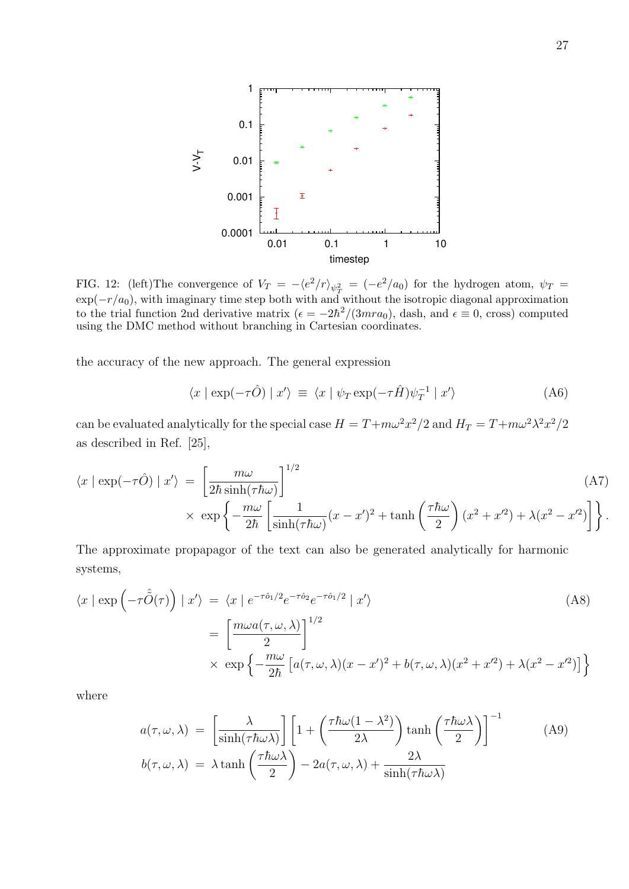FIG. 12: (left)The convergence of $V_T = -\langle e^2/r\rangle_{\psi_T^2} = (-e^2/a_0)$ for the hydrogen atom, $\psi_T = \exp(-r/a_0)$, with imaginary time step both with and without the isotropic diagonal approximation to the trial function 2nd derivative matrix ($\epsilon = -2\hbar^2/(3mra_0)$, dash, and $\epsilon \equiv 0$, cross) computed using the DMC method without branching in Cartesian coordinates.

the accuracy of the new approach. The general expression

$$\langle x \mid \exp(-\tau\hat{O}) \mid x'\rangle \equiv \langle x \mid \psi_T \exp(-\tau\hat{H})\psi_T^{-1} \mid x'\rangle \tag{A6}$$

can be evaluated analytically for the special case $H = T + m\omega^2x^2/2$ and $H_T = T + m\omega^2\lambda^2x^2/2$ as described in Ref. [25],

$$\begin{aligned}\langle x \mid \exp(-\tau\hat{O}) \mid x'\rangle &= \left[\frac{m\omega}{2\hbar\sinh(\tau\hbar\omega)}\right]^{1/2} \\ &\times \exp\left\{-\frac{m\omega}{2\hbar}\left[\frac{1}{\sinh(\tau\hbar\omega)}(x-x')^2 + \tanh\left(\frac{\tau\hbar\omega}{2}\right)(x^2+x'^2) + \lambda(x^2-x'^2)\right]\right\}.\end{aligned} \tag{A7}$$

The approximate propapagor of the text can also be generated analytically for harmonic systems,

$$\begin{aligned}\langle x \mid \exp\left(-\tau\hat{\hat{O}}(\tau)\right) \mid x'\rangle &= \langle x \mid e^{-\tau\hat{o}_1/2}e^{-\tau\hat{o}_2}e^{-\tau\hat{o}_1/2} \mid x'\rangle \\ &= \left[\frac{m\omega a(\tau,\omega,\lambda)}{2}\right]^{1/2} \\ &\times \exp\left\{-\frac{m\omega}{2\hbar}\left[a(\tau,\omega,\lambda)(x-x')^2 + b(\tau,\omega,\lambda)(x^2+x'^2) + \lambda(x^2-x'^2)\right]\right\}\end{aligned} \tag{A8}$$

where

$$\begin{aligned}a(\tau,\omega,\lambda) &= \left[\frac{\lambda}{\sinh(\tau\hbar\omega\lambda)}\right]\left[1 + \left(\frac{\tau\hbar\omega(1-\lambda^2)}{2\lambda}\right)\tanh\left(\frac{\tau\hbar\omega\lambda}{2}\right)\right]^{-1} \\ b(\tau,\omega,\lambda) &= \lambda\tanh\left(\frac{\tau\hbar\omega\lambda}{2}\right) - 2a(\tau,\omega,\lambda) + \frac{2\lambda}{\sinh(\tau\hbar\omega\lambda)}\end{aligned} \tag{A9}$$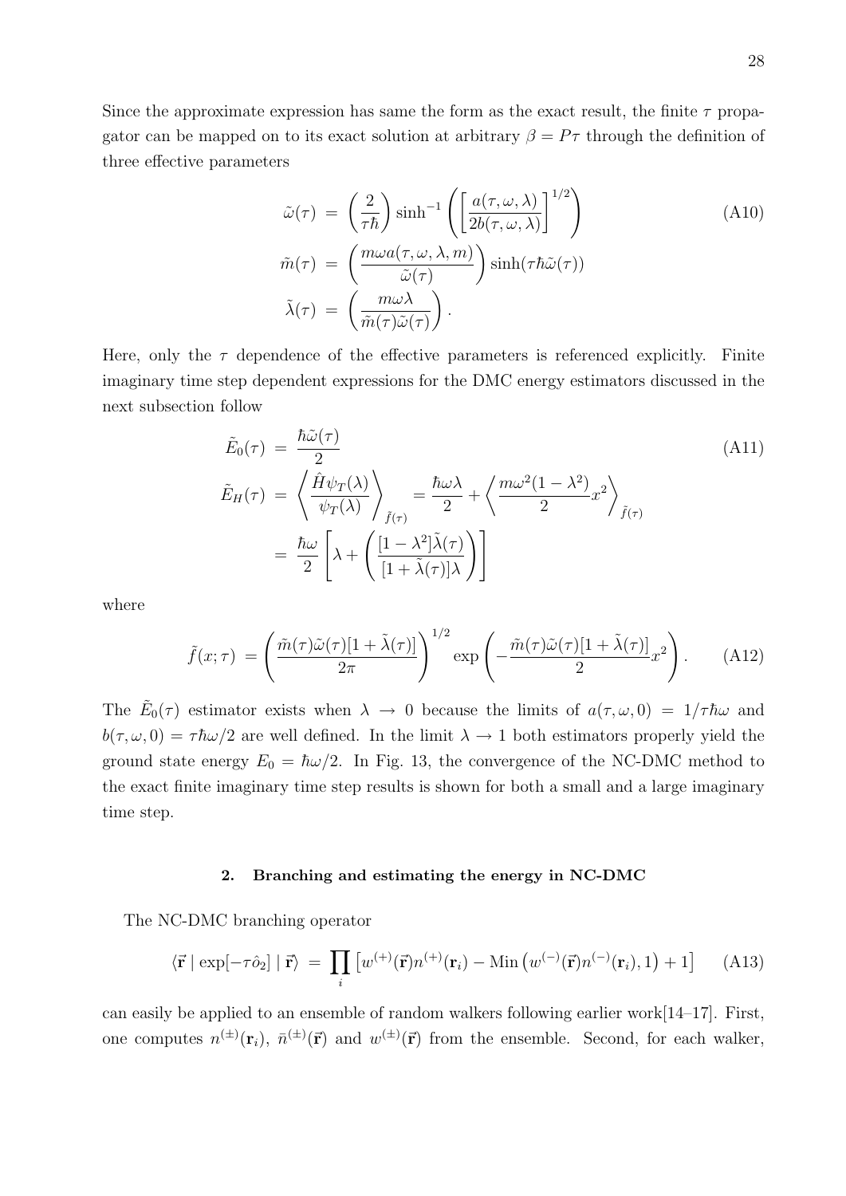Since the approximate expression has same the form as the exact result, the finite $\tau$ propagator can be mapped on to its exact solution at arbitrary $\beta = P\tau$ through the definition of three effective parameters

$$
\begin{aligned}
\tilde{\omega}(\tau) &= \left(\frac{2}{\tau\hbar}\right)\sinh^{-1}\left(\left[\frac{a(\tau,\omega,\lambda)}{2b(\tau,\omega,\lambda)}\right]^{1/2}\right) \\
\tilde{m}(\tau) &= \left(\frac{m\omega a(\tau,\omega,\lambda,m)}{\tilde{\omega}(\tau)}\right)\sinh(\tau\hbar\tilde{\omega}(\tau)) \\
\tilde{\lambda}(\tau) &= \left(\frac{m\omega\lambda}{\tilde{m}(\tau)\tilde{\omega}(\tau)}\right).
\end{aligned}
\tag{A10}
$$

Here, only the $\tau$ dependence of the effective parameters is referenced explicitly. Finite imaginary time step dependent expressions for the DMC energy estimators discussed in the next subsection follow

$$
\begin{aligned}
\tilde{E}_0(\tau) &= \frac{\hbar\tilde{\omega}(\tau)}{2} \\
\tilde{E}_H(\tau) &= \left\langle \frac{\hat{H}\psi_T(\lambda)}{\psi_T(\lambda)} \right\rangle_{\tilde{f}(\tau)} = \frac{\hbar\omega\lambda}{2} + \left\langle \frac{m\omega^2(1-\lambda^2)}{2}x^2 \right\rangle_{\tilde{f}(\tau)} \\
&= \frac{\hbar\omega}{2}\left[\lambda + \left(\frac{[1-\lambda^2]\tilde{\lambda}(\tau)}{[1+\tilde{\lambda}(\tau)]\lambda}\right)\right]
\end{aligned}
\tag{A11}
$$

where

$$
\tilde{f}(x;\tau) = \left(\frac{\tilde{m}(\tau)\tilde{\omega}(\tau)[1+\tilde{\lambda}(\tau)]}{2\pi}\right)^{1/2} \exp\left(-\frac{\tilde{m}(\tau)\tilde{\omega}(\tau)[1+\tilde{\lambda}(\tau)]}{2}x^2\right). \tag{A12}
$$

The $\tilde{E}_0(\tau)$ estimator exists when $\lambda \rightarrow 0$ because the limits of $a(\tau,\omega,0) = 1/\tau\hbar\omega$ and $b(\tau,\omega,0) = \tau\hbar\omega/2$ are well defined. In the limit $\lambda \rightarrow 1$ both estimators properly yield the ground state energy $E_0 = \hbar\omega/2$. In Fig. 13, the convergence of the NC-DMC method to the exact finite imaginary time step results is shown for both a small and a large imaginary time step.

### 2. Branching and estimating the energy in NC-DMC

The NC-DMC branching operator

$$
\langle \vec{\mathbf{r}} \mid \exp[-\tau\hat{o}_2] \mid \vec{\mathbf{r}} \rangle = \prod_i \left[ w^{(+)}(\vec{\mathbf{r}})n^{(+)}(\mathbf{r}_i) - \mathrm{Min}\left(w^{(-)}(\vec{\mathbf{r}})n^{(-)}(\mathbf{r}_i), 1\right) + 1 \right] \tag{A13}
$$

can easily be applied to an ensemble of random walkers following earlier work[14–17]. First, one computes $n^{(\pm)}(\mathbf{r}_i)$, $\bar{n}^{(\pm)}(\vec{\mathbf{r}})$ and $w^{(\pm)}(\vec{\mathbf{r}})$ from the ensemble. Second, for each walker,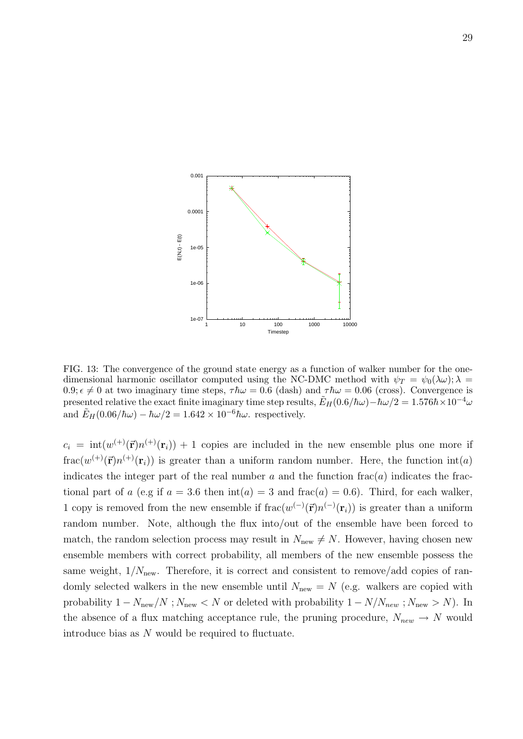FIG. 13: The convergence of the ground state energy as a function of walker number for the one-dimensional harmonic oscillator computed using the NC-DMC method with $\psi_T = \psi_0(\lambda\omega); \lambda = 0.9; \epsilon \neq 0$ at two imaginary time steps, $\tau\hbar\omega = 0.6$ (dash) and $\tau\hbar\omega = 0.06$ (cross). Convergence is presented relative the exact finite imaginary time step results, $\tilde{E}_H(0.6/\hbar\omega) - \hbar\omega/2 = 1.576\hbar \times 10^{-4}\omega$ and $\tilde{E}_H(0.06/\hbar\omega) - \hbar\omega/2 = 1.642 \times 10^{-6}\hbar\omega$. respectively.

$c_i = \mathrm{int}(w^{(+)}(\vec{\mathbf{r}})n^{(+)}(\mathbf{r}_i)) + 1$ copies are included in the new ensemble plus one more if $\mathrm{frac}(w^{(+)}(\vec{\mathbf{r}})n^{(+)}(\mathbf{r}_i))$ is greater than a uniform random number. Here, the function $\mathrm{int}(a)$ indicates the integer part of the real number $a$ and the function $\mathrm{frac}(a)$ indicates the fractional part of $a$ (e.g if $a = 3.6$ then $\mathrm{int}(a) = 3$ and $\mathrm{frac}(a) = 0.6$). Third, for each walker, 1 copy is removed from the new ensemble if $\mathrm{frac}(w^{(-)}(\vec{\mathbf{r}})n^{(-)}(\mathbf{r}_i))$ is greater than a uniform random number. Note, although the flux into/out of the ensemble have been forced to match, the random selection process may result in $N_{\mathrm{new}} \neq N$. However, having chosen new ensemble members with correct probability, all members of the new ensemble possess the same weight, $1/N_{\mathrm{new}}$. Therefore, it is correct and consistent to remove/add copies of randomly selected walkers in the new ensemble until $N_{\mathrm{new}} = N$ (e.g. walkers are copied with probability $1 - N_{\mathrm{new}}/N$ ; $N_{\mathrm{new}} < N$ or deleted with probability $1 - N/N_{new}$ ; $N_{\mathrm{new}} > N$). In the absence of a flux matching acceptance rule, the pruning procedure, $N_{new} \to N$ would introduce bias as $N$ would be required to fluctuate.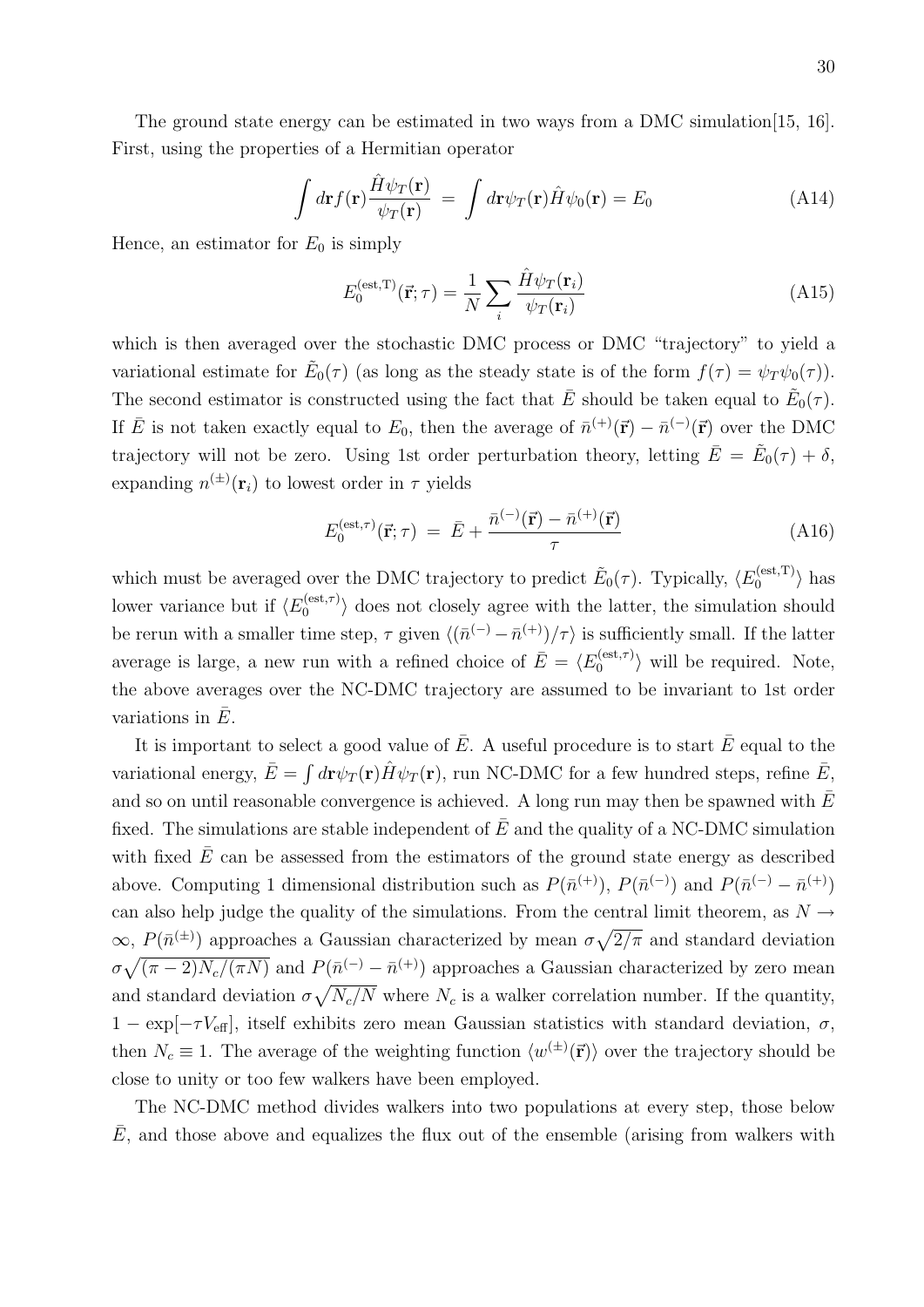The ground state energy can be estimated in two ways from a DMC simulation[15, 16]. First, using the properties of a Hermitian operator

$$\int d\mathbf{r} f(\mathbf{r}) \frac{\hat{H}\psi_T(\mathbf{r})}{\psi_T(\mathbf{r})} \;=\; \int d\mathbf{r} \psi_T(\mathbf{r}) \hat{H}\psi_0(\mathbf{r}) = E_0 \tag{A14}$$

Hence, an estimator for $E_0$ is simply

$$E_0^{(\mathrm{est,T})}(\vec{\mathbf{r}};\tau) = \frac{1}{N}\sum_i \frac{\hat{H}\psi_T(\mathbf{r}_i)}{\psi_T(\mathbf{r}_i)} \tag{A15}$$

which is then averaged over the stochastic DMC process or DMC "trajectory" to yield a variational estimate for $\tilde{E}_0(\tau)$ (as long as the steady state is of the form $f(\tau) = \psi_T \psi_0(\tau)$). The second estimator is constructed using the fact that $\bar{E}$ should be taken equal to $\tilde{E}_0(\tau)$. If $\bar{E}$ is not taken exactly equal to $E_0$, then the average of $\bar{n}^{(+)}(\vec{\mathbf{r}}) - \bar{n}^{(-)}(\vec{\mathbf{r}})$ over the DMC trajectory will not be zero. Using 1st order perturbation theory, letting $\bar{E} = \tilde{E}_0(\tau) + \delta$, expanding $n^{(\pm)}(\mathbf{r}_i)$ to lowest order in $\tau$ yields

$$E_0^{(\mathrm{est},\tau)}(\vec{\mathbf{r}};\tau) \;=\; \bar{E} + \frac{\bar{n}^{(-)}(\vec{\mathbf{r}}) - \bar{n}^{(+)}(\vec{\mathbf{r}})}{\tau} \tag{A16}$$

which must be averaged over the DMC trajectory to predict $\tilde{E}_0(\tau)$. Typically, $\langle E_0^{(\mathrm{est,T})}\rangle$ has lower variance but if $\langle E_0^{(\mathrm{est},\tau)}\rangle$ does not closely agree with the latter, the simulation should be rerun with a smaller time step, $\tau$ given $\langle(\bar{n}^{(-)} - \bar{n}^{(+)})/\tau\rangle$ is sufficiently small. If the latter average is large, a new run with a refined choice of $\bar{E} = \langle E_0^{(\mathrm{est},\tau)}\rangle$ will be required. Note, the above averages over the NC-DMC trajectory are assumed to be invariant to 1st order variations in $\bar{E}$.

It is important to select a good value of $\bar{E}$. A useful procedure is to start $\bar{E}$ equal to the variational energy, $\bar{E} = \int d\mathbf{r}\psi_T(\mathbf{r})\hat{H}\psi_T(\mathbf{r})$, run NC-DMC for a few hundred steps, refine $\bar{E}$, and so on until reasonable convergence is achieved. A long run may then be spawned with $\bar{E}$ fixed. The simulations are stable independent of $\bar{E}$ and the quality of a NC-DMC simulation with fixed $\bar{E}$ can be assessed from the estimators of the ground state energy as described above. Computing 1 dimensional distribution such as $P(\bar{n}^{(+)})$, $P(\bar{n}^{(-)})$ and $P(\bar{n}^{(-)} - \bar{n}^{(+)})$ can also help judge the quality of the simulations. From the central limit theorem, as $N \to \infty$, $P(\bar{n}^{(\pm)})$ approaches a Gaussian characterized by mean $\sigma\sqrt{2/\pi}$ and standard deviation $\sigma\sqrt{(\pi-2)N_c/(\pi N)}$ and $P(\bar{n}^{(-)} - \bar{n}^{(+)})$ approaches a Gaussian characterized by zero mean and standard deviation $\sigma\sqrt{N_c/N}$ where $N_c$ is a walker correlation number. If the quantity, $1 - \exp[-\tau V_{\mathrm{eff}}]$, itself exhibits zero mean Gaussian statistics with standard deviation, $\sigma$, then $N_c \equiv 1$. The average of the weighting function $\langle w^{(\pm)}(\vec{\mathbf{r}})\rangle$ over the trajectory should be close to unity or too few walkers have been employed.

The NC-DMC method divides walkers into two populations at every step, those below $\bar{E}$, and those above and equalizes the flux out of the ensemble (arising from walkers with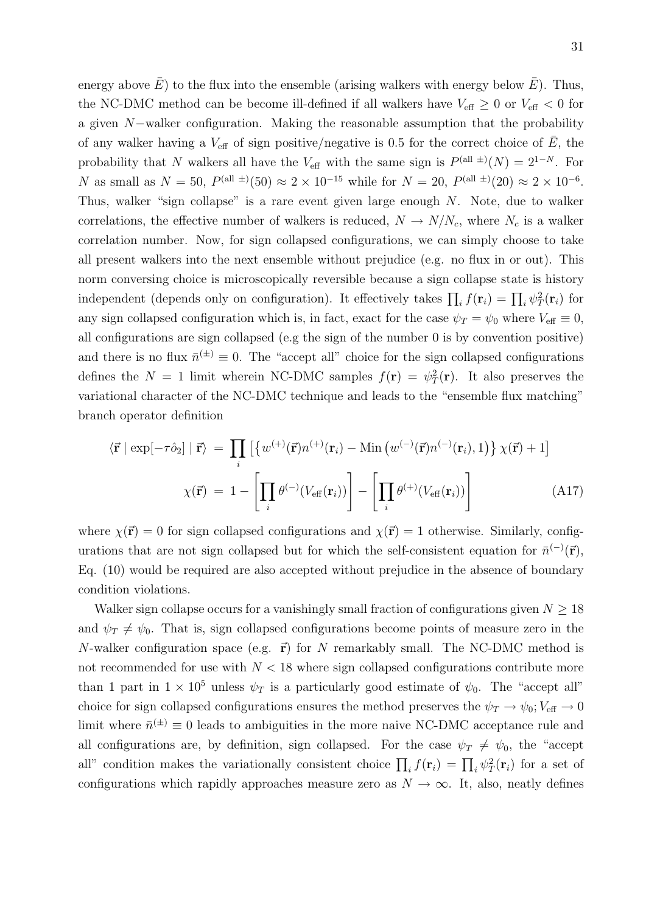energy above $\bar{E}$) to the flux into the ensemble (arising walkers with energy below $\bar{E}$). Thus, the NC-DMC method can be become ill-defined if all walkers have $V_{\rm eff} \geq 0$ or $V_{\rm eff} < 0$ for a given $N-$walker configuration. Making the reasonable assumption that the probability of any walker having a $V_{\rm eff}$ of sign positive/negative is 0.5 for the correct choice of $\bar{E}$, the probability that $N$ walkers all have the $V_{\rm eff}$ with the same sign is $P^{(\text{all } \pm)}(N) = 2^{1-N}$. For $N$ as small as $N = 50$, $P^{(\text{all } \pm)}(50) \approx 2 \times 10^{-15}$ while for $N = 20$, $P^{(\text{all } \pm)}(20) \approx 2 \times 10^{-6}$. Thus, walker "sign collapse" is a rare event given large enough $N$. Note, due to walker correlations, the effective number of walkers is reduced, $N \rightarrow N/N_c$, where $N_c$ is a walker correlation number. Now, for sign collapsed configurations, we can simply choose to take all present walkers into the next ensemble without prejudice (e.g. no flux in or out). This norm conversing choice is microscopically reversible because a sign collapse state is history independent (depends only on configuration). It effectively takes $\prod_i f(\mathbf{r}_i) = \prod_i \psi_T^2(\mathbf{r}_i)$ for any sign collapsed configuration which is, in fact, exact for the case $\psi_T = \psi_0$ where $V_{\rm eff} \equiv 0$, all configurations are sign collapsed (e.g the sign of the number 0 is by convention positive) and there is no flux $\bar{n}^{(\pm)} \equiv 0$. The "accept all" choice for the sign collapsed configurations defines the $N = 1$ limit wherein NC-DMC samples $f(\mathbf{r}) = \psi_T^2(\mathbf{r})$. It also preserves the variational character of the NC-DMC technique and leads to the "ensemble flux matching" branch operator definition

$$
\begin{aligned}
\langle \vec{\mathbf{r}} \mid \exp[-\tau \hat{o}_2] \mid \vec{\mathbf{r}} \rangle \; &= \; \prod_i \left[ \left\{ w^{(+)}(\vec{\mathbf{r}}) n^{(+)}(\mathbf{r}_i) - \text{Min}\left( w^{(-)}(\vec{\mathbf{r}}) n^{(-)}(\mathbf{r}_i), 1 \right) \right\} \chi(\vec{\mathbf{r}}) + 1 \right] \\
\chi(\vec{\mathbf{r}}) \; &= \; 1 - \left[ \prod_i \theta^{(-)}(V_{\rm eff}(\mathbf{r}_i)) \right] - \left[ \prod_i \theta^{(+)}(V_{\rm eff}(\mathbf{r}_i)) \right]
\end{aligned} \tag{A17}
$$

where $\chi(\vec{\mathbf{r}}) = 0$ for sign collapsed configurations and $\chi(\vec{\mathbf{r}}) = 1$ otherwise. Similarly, configurations that are not sign collapsed but for which the self-consistent equation for $\bar{n}^{(-)}(\vec{\mathbf{r}})$, Eq. (10) would be required are also accepted without prejudice in the absence of boundary condition violations.

Walker sign collapse occurs for a vanishingly small fraction of configurations given $N \geq 18$ and $\psi_T \neq \psi_0$. That is, sign collapsed configurations become points of measure zero in the $N$-walker configuration space (e.g. $\vec{\mathbf{r}}$) for $N$ remarkably small. The NC-DMC method is not recommended for use with $N < 18$ where sign collapsed configurations contribute more than 1 part in $1 \times 10^5$ unless $\psi_T$ is a particularly good estimate of $\psi_0$. The "accept all" choice for sign collapsed configurations ensures the method preserves the $\psi_T \rightarrow \psi_0; V_{\rm eff} \rightarrow 0$ limit where $\bar{n}^{(\pm)} \equiv 0$ leads to ambiguities in the more naive NC-DMC acceptance rule and all configurations are, by definition, sign collapsed. For the case $\psi_T \neq \psi_0$, the "accept all" condition makes the variationally consistent choice $\prod_i f(\mathbf{r}_i) = \prod_i \psi_T^2(\mathbf{r}_i)$ for a set of configurations which rapidly approaches measure zero as $N \rightarrow \infty$. It, also, neatly defines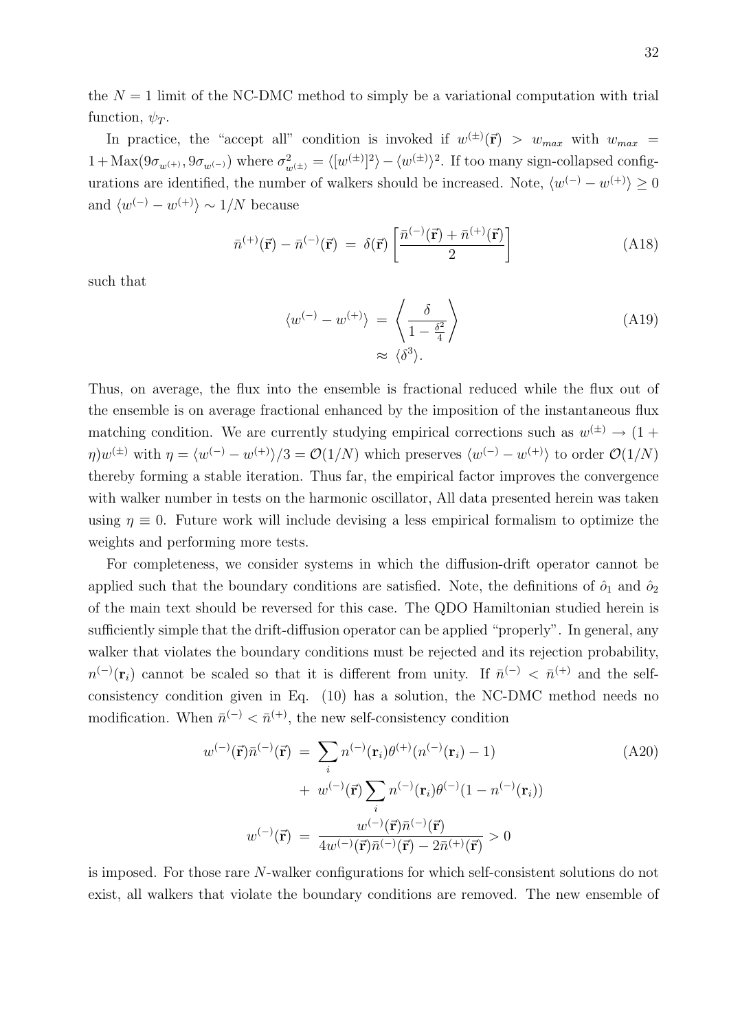the $N = 1$ limit of the NC-DMC method to simply be a variational computation with trial function, $\psi_T$.

In practice, the "accept all" condition is invoked if $w^{(\pm)}(\vec{\mathbf{r}}) > w_{max}$ with $w_{max} = 1 + \mathrm{Max}(9\sigma_{w^{(+)}}, 9\sigma_{w^{(-)}})$ where $\sigma^2_{w^{(\pm)}} = \langle [w^{(\pm)}]^2 \rangle - \langle w^{(\pm)} \rangle^2$. If too many sign-collapsed configurations are identified, the number of walkers should be increased. Note, $\langle w^{(-)} - w^{(+)} \rangle \geq 0$ and $\langle w^{(-)} - w^{(+)} \rangle \sim 1/N$ because

$$\bar{n}^{(+)}(\vec{\mathbf{r}}) - \bar{n}^{(-)}(\vec{\mathbf{r}}) \;=\; \delta(\vec{\mathbf{r}}) \left[ \frac{\bar{n}^{(-)}(\vec{\mathbf{r}}) + \bar{n}^{(+)}(\vec{\mathbf{r}})}{2} \right] \tag{A18}$$

such that

$$\begin{aligned} \langle w^{(-)} - w^{(+)} \rangle \;&=\; \left\langle \frac{\delta}{1 - \frac{\delta^2}{4}} \right\rangle \\ &\approx\; \langle \delta^3 \rangle. \end{aligned} \tag{A19}$$

Thus, on average, the flux into the ensemble is fractional reduced while the flux out of the ensemble is on average fractional enhanced by the imposition of the instantaneous flux matching condition. We are currently studying empirical corrections such as $w^{(\pm)} \to (1 + \eta) w^{(\pm)}$ with $\eta = \langle w^{(-)} - w^{(+)} \rangle / 3 = \mathcal{O}(1/N)$ which preserves $\langle w^{(-)} - w^{(+)} \rangle$ to order $\mathcal{O}(1/N)$ thereby forming a stable iteration. Thus far, the empirical factor improves the convergence with walker number in tests on the harmonic oscillator, All data presented herein was taken using $\eta \equiv 0$. Future work will include devising a less empirical formalism to optimize the weights and performing more tests.

For completeness, we consider systems in which the diffusion-drift operator cannot be applied such that the boundary conditions are satisfied. Note, the definitions of $\hat{o}_1$ and $\hat{o}_2$ of the main text should be reversed for this case. The QDO Hamiltonian studied herein is sufficiently simple that the drift-diffusion operator can be applied "properly". In general, any walker that violates the boundary conditions must be rejected and its rejection probability, $n^{(-)}(\mathbf{r}_i)$ cannot be scaled so that it is different from unity. If $\bar{n}^{(-)} < \bar{n}^{(+)}$ and the self-consistency condition given in Eq. (10) has a solution, the NC-DMC method needs no modification. When $\bar{n}^{(-)} < \bar{n}^{(+)}$, the new self-consistency condition

$$\begin{aligned} w^{(-)}(\vec{\mathbf{r}}) \bar{n}^{(-)}(\vec{\mathbf{r}}) \;&=\; \sum_i n^{(-)}(\mathbf{r}_i) \theta^{(+)}(n^{(-)}(\mathbf{r}_i) - 1) \\ &\quad+\; w^{(-)}(\vec{\mathbf{r}}) \sum_i n^{(-)}(\mathbf{r}_i) \theta^{(-)}(1 - n^{(-)}(\mathbf{r}_i)) \\ w^{(-)}(\vec{\mathbf{r}}) \;&=\; \frac{w^{(-)}(\vec{\mathbf{r}}) \bar{n}^{(-)}(\vec{\mathbf{r}})}{4 w^{(-)}(\vec{\mathbf{r}}) \bar{n}^{(-)}(\vec{\mathbf{r}}) - 2\bar{n}^{(+)}(\vec{\mathbf{r}})} > 0 \end{aligned} \tag{A20}$$

is imposed. For those rare $N$-walker configurations for which self-consistent solutions do not exist, all walkers that violate the boundary conditions are removed. The new ensemble of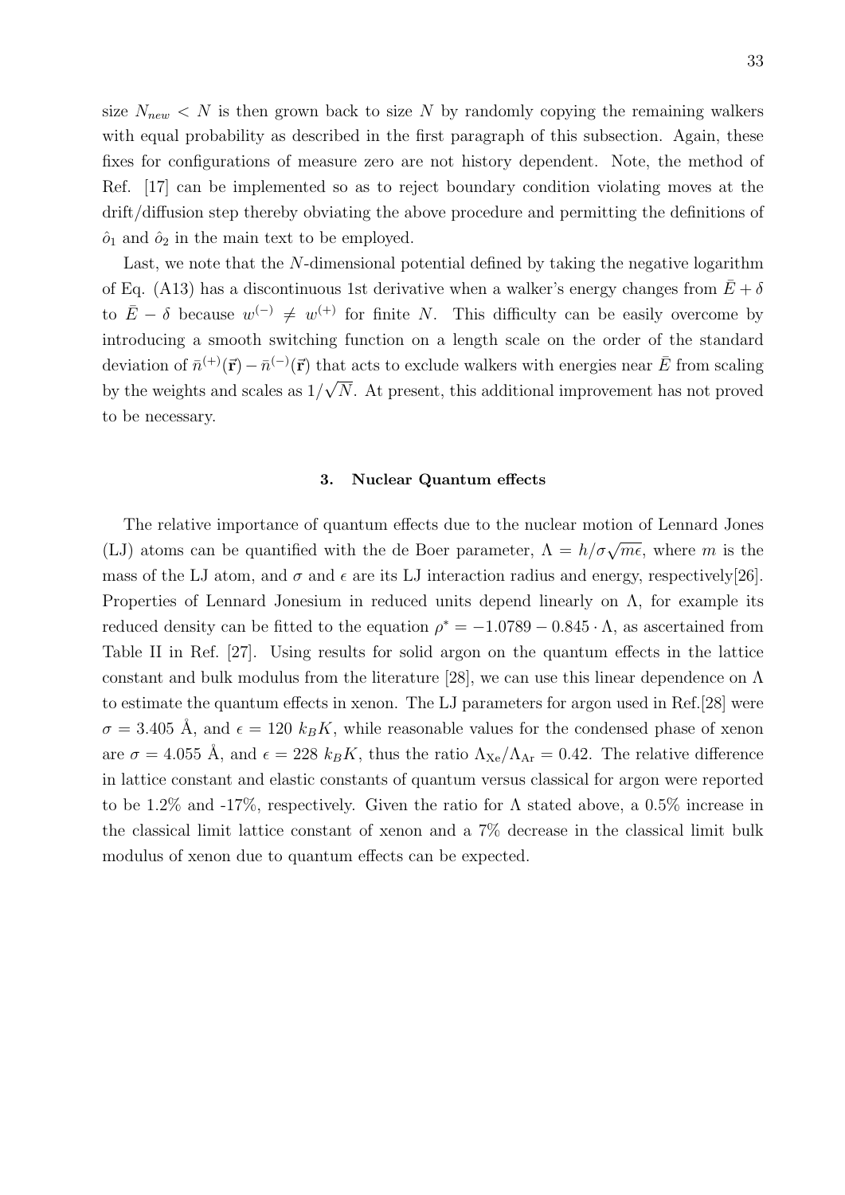size $N_{new} < N$ is then grown back to size $N$ by randomly copying the remaining walkers with equal probability as described in the first paragraph of this subsection. Again, these fixes for configurations of measure zero are not history dependent. Note, the method of Ref. [17] can be implemented so as to reject boundary condition violating moves at the drift/diffusion step thereby obviating the above procedure and permitting the definitions of $\hat{o}_1$ and $\hat{o}_2$ in the main text to be employed.

Last, we note that the $N$-dimensional potential defined by taking the negative logarithm of Eq. (A13) has a discontinuous 1st derivative when a walker's energy changes from $\bar{E} + \delta$ to $\bar{E} - \delta$ because $w^{(-)} \neq w^{(+)}$ for finite $N$. This difficulty can be easily overcome by introducing a smooth switching function on a length scale on the order of the standard deviation of $\bar{n}^{(+)}(\vec{\mathbf{r}}) - \bar{n}^{(-)}(\vec{\mathbf{r}})$ that acts to exclude walkers with energies near $\bar{E}$ from scaling by the weights and scales as $1/\sqrt{N}$. At present, this additional improvement has not proved to be necessary.

### 3. Nuclear Quantum effects

The relative importance of quantum effects due to the nuclear motion of Lennard Jones (LJ) atoms can be quantified with the de Boer parameter, $\Lambda = h/\sigma\sqrt{m\epsilon}$, where $m$ is the mass of the LJ atom, and $\sigma$ and $\epsilon$ are its LJ interaction radius and energy, respectively[26]. Properties of Lennard Jonesium in reduced units depend linearly on $\Lambda$, for example its reduced density can be fitted to the equation $\rho^* = -1.0789 - 0.845 \cdot \Lambda$, as ascertained from Table II in Ref. [27]. Using results for solid argon on the quantum effects in the lattice constant and bulk modulus from the literature [28], we can use this linear dependence on $\Lambda$ to estimate the quantum effects in xenon. The LJ parameters for argon used in Ref.[28] were $\sigma = 3.405$ Å, and $\epsilon = 120\ k_B K$, while reasonable values for the condensed phase of xenon are $\sigma = 4.055$ Å, and $\epsilon = 228\ k_B K$, thus the ratio $\Lambda_{\mathrm{Xe}}/\Lambda_{\mathrm{Ar}} = 0.42$. The relative difference in lattice constant and elastic constants of quantum versus classical for argon were reported to be 1.2% and -17%, respectively. Given the ratio for $\Lambda$ stated above, a 0.5% increase in the classical limit lattice constant of xenon and a 7% decrease in the classical limit bulk modulus of xenon due to quantum effects can be expected.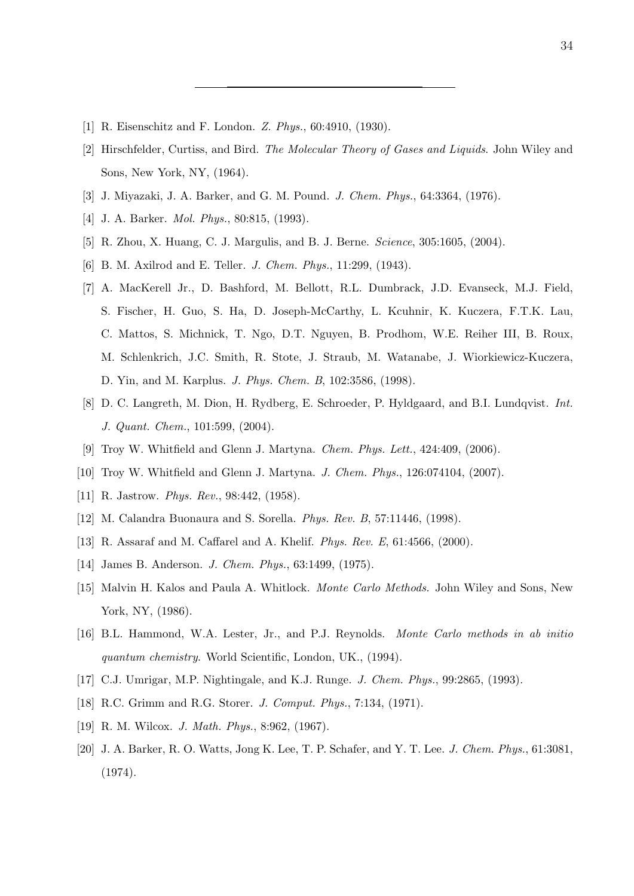---

[1] R. Eisenschitz and F. London. *Z. Phys.*, 60:4910, (1930).

[2] Hirschfelder, Curtiss, and Bird. *The Molecular Theory of Gases and Liquids*. John Wiley and Sons, New York, NY, (1964).

[3] J. Miyazaki, J. A. Barker, and G. M. Pound. *J. Chem. Phys.*, 64:3364, (1976).

[4] J. A. Barker. *Mol. Phys.*, 80:815, (1993).

[5] R. Zhou, X. Huang, C. J. Margulis, and B. J. Berne. *Science*, 305:1605, (2004).

[6] B. M. Axilrod and E. Teller. *J. Chem. Phys.*, 11:299, (1943).

[7] A. MacKerell Jr., D. Bashford, M. Bellott, R.L. Dumbrack, J.D. Evanseck, M.J. Field, S. Fischer, H. Guo, S. Ha, D. Joseph-McCarthy, L. Kcuhnir, K. Kuczera, F.T.K. Lau, C. Mattos, S. Michnick, T. Ngo, D.T. Nguyen, B. Prodhom, W.E. Reiher III, B. Roux, M. Schlenkrich, J.C. Smith, R. Stote, J. Straub, M. Watanabe, J. Wiorkiewicz-Kuczera, D. Yin, and M. Karplus. *J. Phys. Chem. B*, 102:3586, (1998).

[8] D. C. Langreth, M. Dion, H. Rydberg, E. Schroeder, P. Hyldgaard, and B.I. Lundqvist. *Int. J. Quant. Chem.*, 101:599, (2004).

[9] Troy W. Whitfield and Glenn J. Martyna. *Chem. Phys. Lett.*, 424:409, (2006).

[10] Troy W. Whitfield and Glenn J. Martyna. *J. Chem. Phys.*, 126:074104, (2007).

[11] R. Jastrow. *Phys. Rev.*, 98:442, (1958).

[12] M. Calandra Buonaura and S. Sorella. *Phys. Rev. B*, 57:11446, (1998).

[13] R. Assaraf and M. Caffarel and A. Khelif. *Phys. Rev. E*, 61:4566, (2000).

[14] James B. Anderson. *J. Chem. Phys.*, 63:1499, (1975).

[15] Malvin H. Kalos and Paula A. Whitlock. *Monte Carlo Methods.* John Wiley and Sons, New York, NY, (1986).

[16] B.L. Hammond, W.A. Lester, Jr., and P.J. Reynolds. *Monte Carlo methods in ab initio quantum chemistry*. World Scientific, London, UK., (1994).

[17] C.J. Umrigar, M.P. Nightingale, and K.J. Runge. *J. Chem. Phys.*, 99:2865, (1993).

[18] R.C. Grimm and R.G. Storer. *J. Comput. Phys.*, 7:134, (1971).

[19] R. M. Wilcox. *J. Math. Phys.*, 8:962, (1967).

[20] J. A. Barker, R. O. Watts, Jong K. Lee, T. P. Schafer, and Y. T. Lee. *J. Chem. Phys.*, 61:3081, (1974).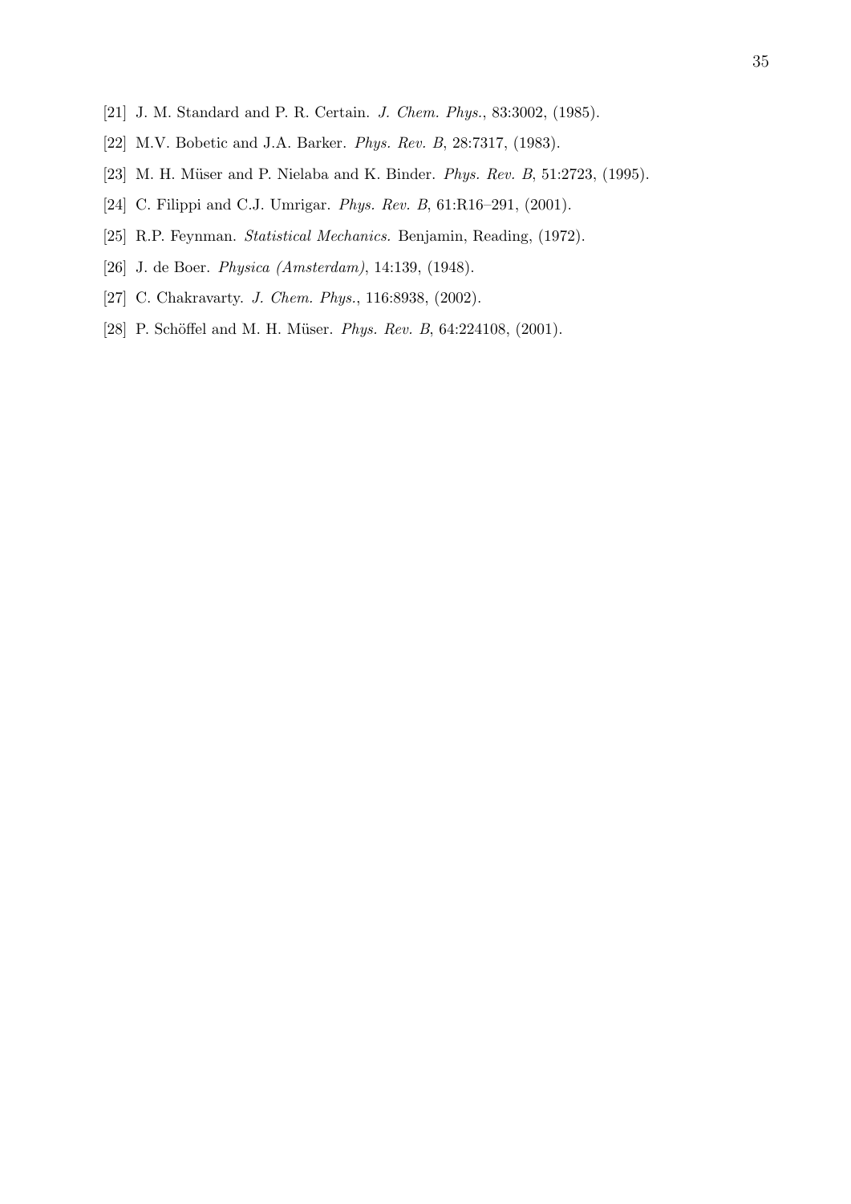[21] J. M. Standard and P. R. Certain. *J. Chem. Phys.*, 83:3002, (1985).

[22] M.V. Bobetic and J.A. Barker. *Phys. Rev. B*, 28:7317, (1983).

[23] M. H. Müser and P. Nielaba and K. Binder. *Phys. Rev. B*, 51:2723, (1995).

[24] C. Filippi and C.J. Umrigar. *Phys. Rev. B*, 61:R16–291, (2001).

[25] R.P. Feynman. *Statistical Mechanics.* Benjamin, Reading, (1972).

[26] J. de Boer. *Physica (Amsterdam)*, 14:139, (1948).

[27] C. Chakravarty. *J. Chem. Phys.*, 116:8938, (2002).

[28] P. Schöffel and M. H. Müser. *Phys. Rev. B*, 64:224108, (2001).